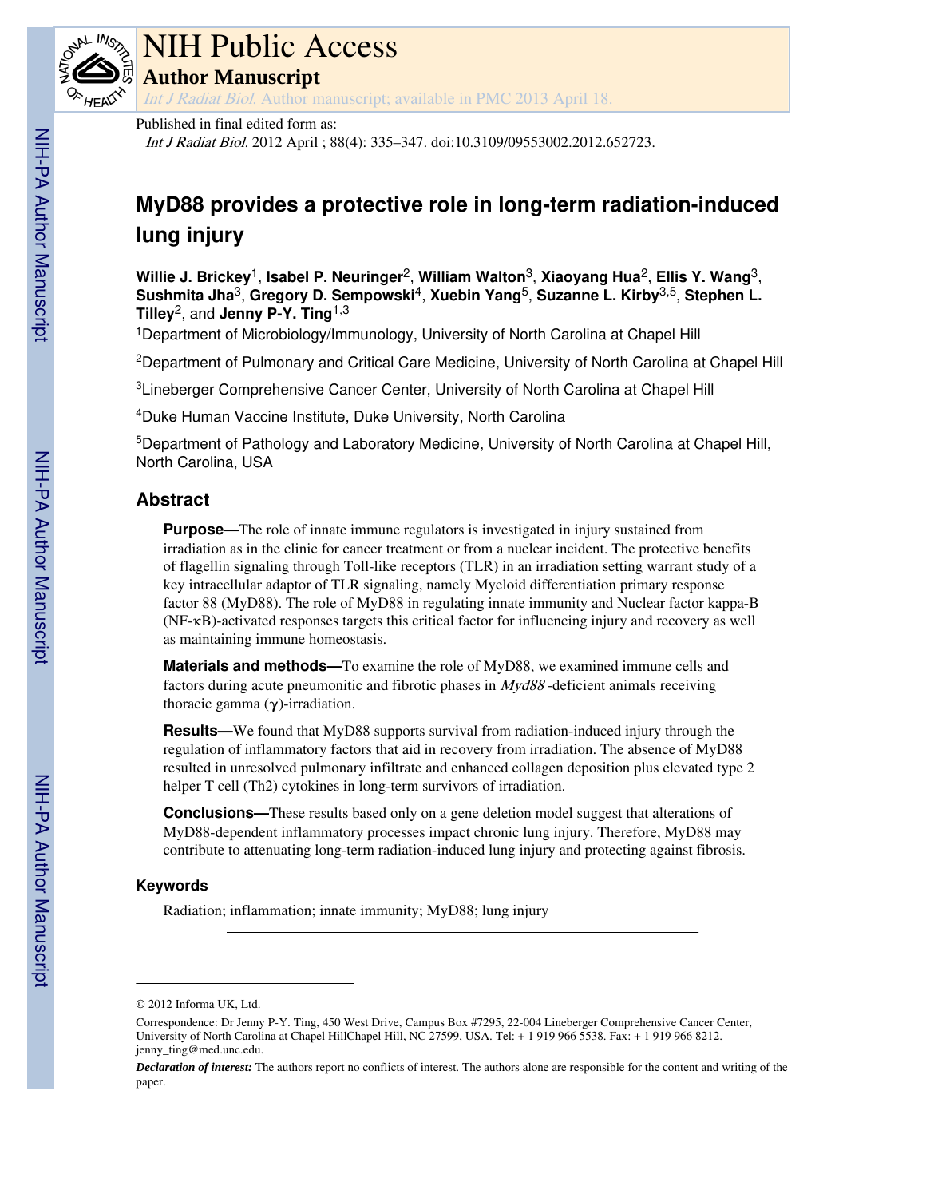# NIH Public Access

## Author Manuscript

*Int J Radiat Biol.* Author manuscript; available in PMC 2013 April 18.

Published in final edited form as:

*Int J Radiat Biol.* 2012 April ; 88(4): 335–347. doi:10.3109/09553002.2012.652723.

# MyD88 provides a protective role in long-term radiation-induced lung injury

**Willie J. Brickey**[1], **Isabel P. Neuringer**[2], **William Walton**[3], **Xiaoyang Hua**[2], **Ellis Y. Wang**[3], **Sushmita Jha**[3], **Gregory D. Sempowski**[4], **Xuebin Yang**[5], **Suzanne L. Kirby**[3,5], **Stephen L. Tilley**[2], and **Jenny P-Y. Ting**[1,3]

[1]Department of Microbiology/Immunology, University of North Carolina at Chapel Hill

[2]Department of Pulmonary and Critical Care Medicine, University of North Carolina at Chapel Hill

[3]Lineberger Comprehensive Cancer Center, University of North Carolina at Chapel Hill

[4]Duke Human Vaccine Institute, Duke University, North Carolina

[5]Department of Pathology and Laboratory Medicine, University of North Carolina at Chapel Hill, North Carolina, USA

## Abstract

**Purpose—**The role of innate immune regulators is investigated in injury sustained from irradiation as in the clinic for cancer treatment or from a nuclear incident. The protective benefits of flagellin signaling through Toll-like receptors (TLR) in an irradiation setting warrant study of a key intracellular adaptor of TLR signaling, namely Myeloid differentiation primary response factor 88 (MyD88). The role of MyD88 in regulating innate immunity and Nuclear factor kappa-B (NF-κB)-activated responses targets this critical factor for influencing injury and recovery as well as maintaining immune homeostasis.

**Materials and methods—**To examine the role of MyD88, we examined immune cells and factors during acute pneumonitic and fibrotic phases in *Myd88*-deficient animals receiving thoracic gamma (γ)-irradiation.

**Results—**We found that MyD88 supports survival from radiation-induced injury through the regulation of inflammatory factors that aid in recovery from irradiation. The absence of MyD88 resulted in unresolved pulmonary infiltrate and enhanced collagen deposition plus elevated type 2 helper T cell (Th2) cytokines in long-term survivors of irradiation.

**Conclusions—**These results based only on a gene deletion model suggest that alterations of MyD88-dependent inflammatory processes impact chronic lung injury. Therefore, MyD88 may contribute to attenuating long-term radiation-induced lung injury and protecting against fibrosis.

### Keywords

Radiation; inflammation; innate immunity; MyD88; lung injury

---

© 2012 Informa UK, Ltd.

Correspondence: Dr Jenny P-Y. Ting, 450 West Drive, Campus Box #7295, 22-004 Lineberger Comprehensive Cancer Center, University of North Carolina at Chapel HillChapel Hill, NC 27599, USA. Tel: + 1 919 966 5538. Fax: + 1 919 966 8212. jenny_ting@med.unc.edu.

***Declaration of interest:*** The authors report no conflicts of interest. The authors alone are responsible for the content and writing of the paper.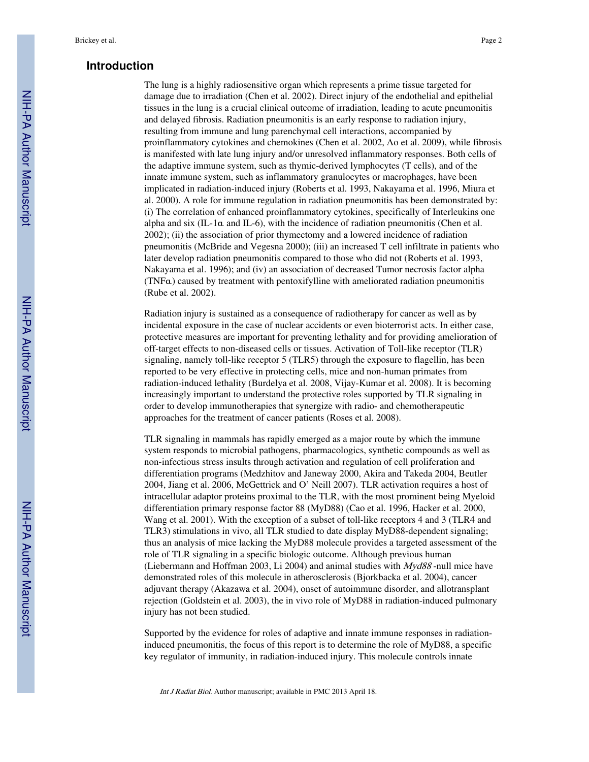## Introduction

The lung is a highly radiosensitive organ which represents a prime tissue targeted for damage due to irradiation (Chen et al. 2002). Direct injury of the endothelial and epithelial tissues in the lung is a crucial clinical outcome of irradiation, leading to acute pneumonitis and delayed fibrosis. Radiation pneumonitis is an early response to radiation injury, resulting from immune and lung parenchymal cell interactions, accompanied by proinflammatory cytokines and chemokines (Chen et al. 2002, Ao et al. 2009), while fibrosis is manifested with late lung injury and/or unresolved inflammatory responses. Both cells of the adaptive immune system, such as thymic-derived lymphocytes (T cells), and of the innate immune system, such as inflammatory granulocytes or macrophages, have been implicated in radiation-induced injury (Roberts et al. 1993, Nakayama et al. 1996, Miura et al. 2000). A role for immune regulation in radiation pneumonitis has been demonstrated by: (i) The correlation of enhanced proinflammatory cytokines, specifically of Interleukins one alpha and six (IL-1α and IL-6), with the incidence of radiation pneumonitis (Chen et al. 2002); (ii) the association of prior thymectomy and a lowered incidence of radiation pneumonitis (McBride and Vegesna 2000); (iii) an increased T cell infiltrate in patients who later develop radiation pneumonitis compared to those who did not (Roberts et al. 1993, Nakayama et al. 1996); and (iv) an association of decreased Tumor necrosis factor alpha (TNFα) caused by treatment with pentoxifylline with ameliorated radiation pneumonitis (Rube et al. 2002).

Radiation injury is sustained as a consequence of radiotherapy for cancer as well as by incidental exposure in the case of nuclear accidents or even bioterrorist acts. In either case, protective measures are important for preventing lethality and for providing amelioration of off-target effects to non-diseased cells or tissues. Activation of Toll-like receptor (TLR) signaling, namely toll-like receptor 5 (TLR5) through the exposure to flagellin, has been reported to be very effective in protecting cells, mice and non-human primates from radiation-induced lethality (Burdelya et al. 2008, Vijay-Kumar et al. 2008). It is becoming increasingly important to understand the protective roles supported by TLR signaling in order to develop immunotherapies that synergize with radio- and chemotherapeutic approaches for the treatment of cancer patients (Roses et al. 2008).

TLR signaling in mammals has rapidly emerged as a major route by which the immune system responds to microbial pathogens, pharmacologics, synthetic compounds as well as non-infectious stress insults through activation and regulation of cell proliferation and differentiation programs (Medzhitov and Janeway 2000, Akira and Takeda 2004, Beutler 2004, Jiang et al. 2006, McGettrick and O' Neill 2007). TLR activation requires a host of intracellular adaptor proteins proximal to the TLR, with the most prominent being Myeloid differentiation primary response factor 88 (MyD88) (Cao et al. 1996, Hacker et al. 2000, Wang et al. 2001). With the exception of a subset of toll-like receptors 4 and 3 (TLR4 and TLR3) stimulations in vivo, all TLR studied to date display MyD88-dependent signaling; thus an analysis of mice lacking the MyD88 molecule provides a targeted assessment of the role of TLR signaling in a specific biologic outcome. Although previous human (Liebermann and Hoffman 2003, Li 2004) and animal studies with *Myd88* -null mice have demonstrated roles of this molecule in atherosclerosis (Bjorkbacka et al. 2004), cancer adjuvant therapy (Akazawa et al. 2004), onset of autoimmune disorder, and allotransplant rejection (Goldstein et al. 2003), the in vivo role of MyD88 in radiation-induced pulmonary injury has not been studied.

Supported by the evidence for roles of adaptive and innate immune responses in radiation-induced pneumonitis, the focus of this report is to determine the role of MyD88, a specific key regulator of immunity, in radiation-induced injury. This molecule controls innate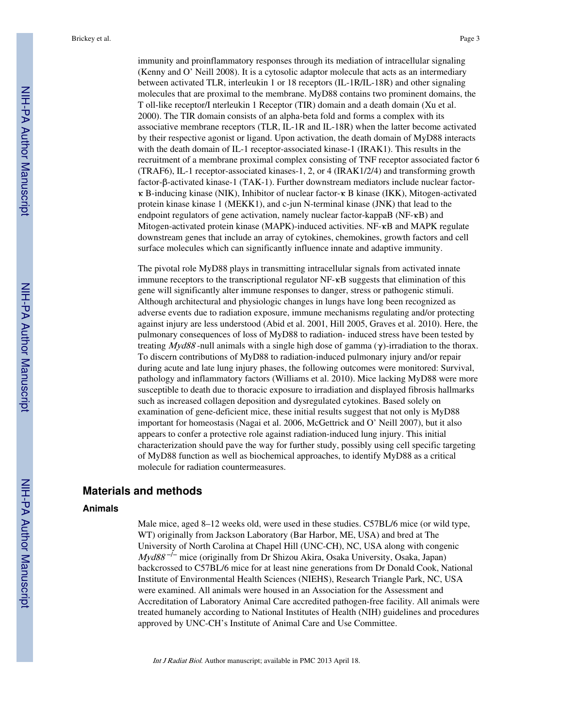immunity and proinflammatory responses through its mediation of intracellular signaling (Kenny and O' Neill 2008). It is a cytosolic adaptor molecule that acts as an intermediary between activated TLR, interleukin 1 or 18 receptors (IL-1R/IL-18R) and other signaling molecules that are proximal to the membrane. MyD88 contains two prominent domains, the T oll-like receptor/I nterleukin 1 Receptor (TIR) domain and a death domain (Xu et al. 2000). The TIR domain consists of an alpha-beta fold and forms a complex with its associative membrane receptors (TLR, IL-1R and IL-18R) when the latter become activated by their respective agonist or ligand. Upon activation, the death domain of MyD88 interacts with the death domain of IL-1 receptor-associated kinase-1 (IRAK1). This results in the recruitment of a membrane proximal complex consisting of TNF receptor associated factor 6 (TRAF6), IL-1 receptor-associated kinases-1, 2, or 4 (IRAK1/2/4) and transforming growth factor-β-activated kinase-1 (TAK-1). Further downstream mediators include nuclear factor-κ B-inducing kinase (NIK), Inhibitor of nuclear factor-κ B kinase (IKK), Mitogen-activated protein kinase kinase 1 (MEKK1), and c-jun N-terminal kinase (JNK) that lead to the endpoint regulators of gene activation, namely nuclear factor-kappaB (NF-κB) and Mitogen-activated protein kinase (MAPK)-induced activities. NF-κB and MAPK regulate downstream genes that include an array of cytokines, chemokines, growth factors and cell surface molecules which can significantly influence innate and adaptive immunity.

The pivotal role MyD88 plays in transmitting intracellular signals from activated innate immune receptors to the transcriptional regulator NF-κB suggests that elimination of this gene will significantly alter immune responses to danger, stress or pathogenic stimuli. Although architectural and physiologic changes in lungs have long been recognized as adverse events due to radiation exposure, immune mechanisms regulating and/or protecting against injury are less understood (Abid et al. 2001, Hill 2005, Graves et al. 2010). Here, the pulmonary consequences of loss of MyD88 to radiation- induced stress have been tested by treating *Myd88* -null animals with a single high dose of gamma (γ)-irradiation to the thorax. To discern contributions of MyD88 to radiation-induced pulmonary injury and/or repair during acute and late lung injury phases, the following outcomes were monitored: Survival, pathology and inflammatory factors (Williams et al. 2010). Mice lacking MyD88 were more susceptible to death due to thoracic exposure to irradiation and displayed fibrosis hallmarks such as increased collagen deposition and dysregulated cytokines. Based solely on examination of gene-deficient mice, these initial results suggest that not only is MyD88 important for homeostasis (Nagai et al. 2006, McGettrick and O' Neill 2007), but it also appears to confer a protective role against radiation-induced lung injury. This initial characterization should pave the way for further study, possibly using cell specific targeting of MyD88 function as well as biochemical approaches, to identify MyD88 as a critical molecule for radiation countermeasures.

## Materials and methods

### Animals

Male mice, aged 8–12 weeks old, were used in these studies. C57BL/6 mice (or wild type, WT) originally from Jackson Laboratory (Bar Harbor, ME, USA) and bred at The University of North Carolina at Chapel Hill (UNC-CH), NC, USA along with congenic *Myd88*$^{-/-}$ mice (originally from Dr Shizou Akira, Osaka University, Osaka, Japan) backcrossed to C57BL/6 mice for at least nine generations from Dr Donald Cook, National Institute of Environmental Health Sciences (NIEHS), Research Triangle Park, NC, USA were examined. All animals were housed in an Association for the Assessment and Accreditation of Laboratory Animal Care accredited pathogen-free facility. All animals were treated humanely according to National Institutes of Health (NIH) guidelines and procedures approved by UNC-CH's Institute of Animal Care and Use Committee.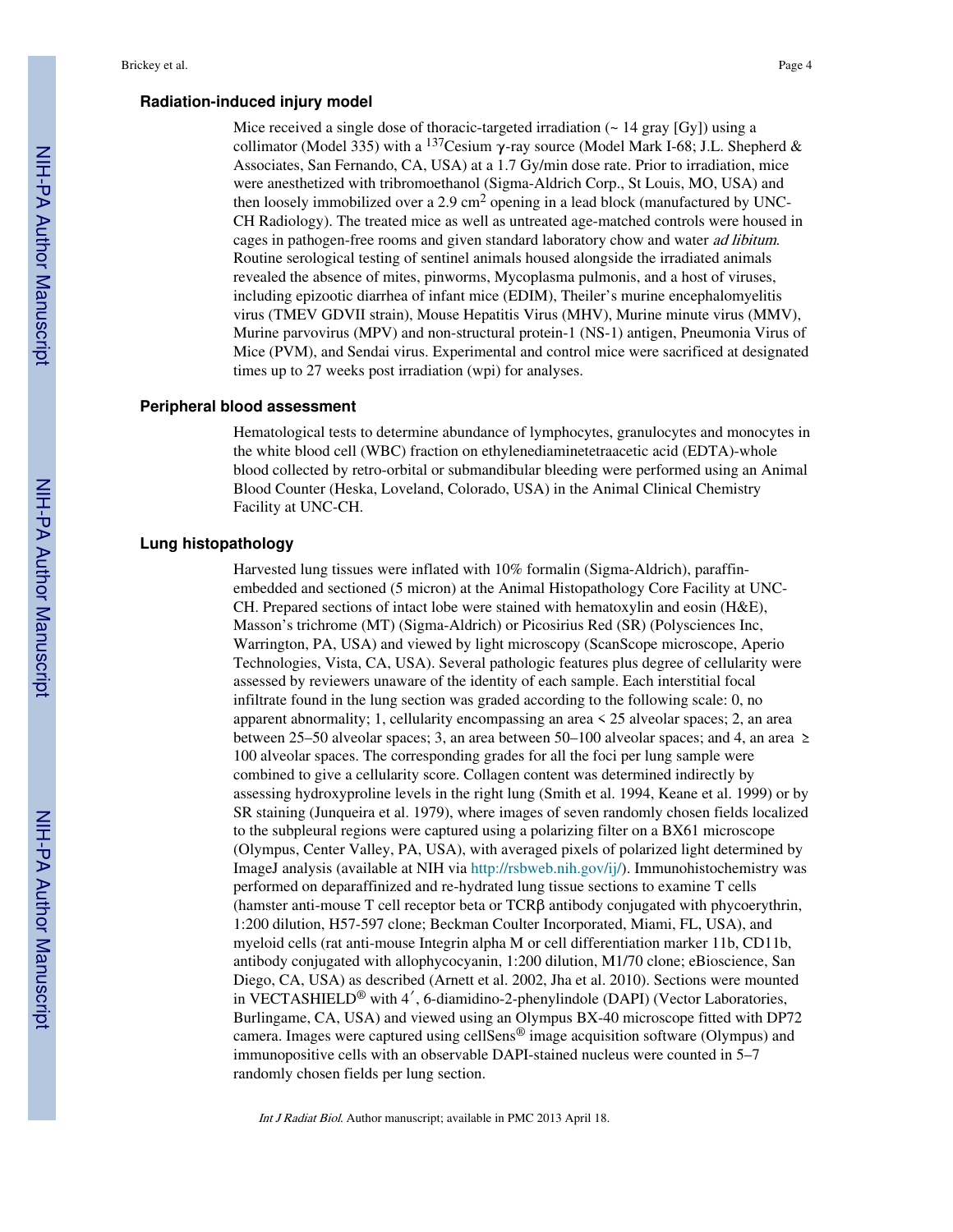### Radiation-induced injury model

Mice received a single dose of thoracic-targeted irradiation (~ 14 gray [Gy]) using a collimator (Model 335) with a $^{137}$Cesium $\gamma$-ray source (Model Mark I-68; J.L. Shepherd & Associates, San Fernando, CA, USA) at a 1.7 Gy/min dose rate. Prior to irradiation, mice were anesthetized with tribromoethanol (Sigma-Aldrich Corp., St Louis, MO, USA) and then loosely immobilized over a 2.9 cm$^2$ opening in a lead block (manufactured by UNC-CH Radiology). The treated mice as well as untreated age-matched controls were housed in cages in pathogen-free rooms and given standard laboratory chow and water *ad libitum*. Routine serological testing of sentinel animals housed alongside the irradiated animals revealed the absence of mites, pinworms, Mycoplasma pulmonis, and a host of viruses, including epizootic diarrhea of infant mice (EDIM), Theiler's murine encephalomyelitis virus (TMEV GDVII strain), Mouse Hepatitis Virus (MHV), Murine minute virus (MMV), Murine parvovirus (MPV) and non-structural protein-1 (NS-1) antigen, Pneumonia Virus of Mice (PVM), and Sendai virus. Experimental and control mice were sacrificed at designated times up to 27 weeks post irradiation (wpi) for analyses.

### Peripheral blood assessment

Hematological tests to determine abundance of lymphocytes, granulocytes and monocytes in the white blood cell (WBC) fraction on ethylenediaminetetraacetic acid (EDTA)-whole blood collected by retro-orbital or submandibular bleeding were performed using an Animal Blood Counter (Heska, Loveland, Colorado, USA) in the Animal Clinical Chemistry Facility at UNC-CH.

### Lung histopathology

Harvested lung tissues were inflated with 10% formalin (Sigma-Aldrich), paraffin-embedded and sectioned (5 micron) at the Animal Histopathology Core Facility at UNC-CH. Prepared sections of intact lobe were stained with hematoxylin and eosin (H&E), Masson's trichrome (MT) (Sigma-Aldrich) or Picosirius Red (SR) (Polysciences Inc, Warrington, PA, USA) and viewed by light microscopy (ScanScope microscope, Aperio Technologies, Vista, CA, USA). Several pathologic features plus degree of cellularity were assessed by reviewers unaware of the identity of each sample. Each interstitial focal infiltrate found in the lung section was graded according to the following scale: 0, no apparent abnormality; 1, cellularity encompassing an area < 25 alveolar spaces; 2, an area between 25–50 alveolar spaces; 3, an area between 50–100 alveolar spaces; and 4, an area ≥ 100 alveolar spaces. The corresponding grades for all the foci per lung sample were combined to give a cellularity score. Collagen content was determined indirectly by assessing hydroxyproline levels in the right lung (Smith et al. 1994, Keane et al. 1999) or by SR staining (Junqueira et al. 1979), where images of seven randomly chosen fields localized to the subpleural regions were captured using a polarizing filter on a BX61 microscope (Olympus, Center Valley, PA, USA), with averaged pixels of polarized light determined by ImageJ analysis (available at NIH via http://rsbweb.nih.gov/ij/). Immunohistochemistry was performed on deparaffinized and re-hydrated lung tissue sections to examine T cells (hamster anti-mouse T cell receptor beta or TCRβ antibody conjugated with phycoerythrin, 1:200 dilution, H57-597 clone; Beckman Coulter Incorporated, Miami, FL, USA), and myeloid cells (rat anti-mouse Integrin alpha M or cell differentiation marker 11b, CD11b, antibody conjugated with allophycocyanin, 1:200 dilution, M1/70 clone; eBioscience, San Diego, CA, USA) as described (Arnett et al. 2002, Jha et al. 2010). Sections were mounted in VECTASHIELD® with 4′, 6-diamidino-2-phenylindole (DAPI) (Vector Laboratories, Burlingame, CA, USA) and viewed using an Olympus BX-40 microscope fitted with DP72 camera. Images were captured using cellSens® image acquisition software (Olympus) and immunopositive cells with an observable DAPI-stained nucleus were counted in 5–7 randomly chosen fields per lung section.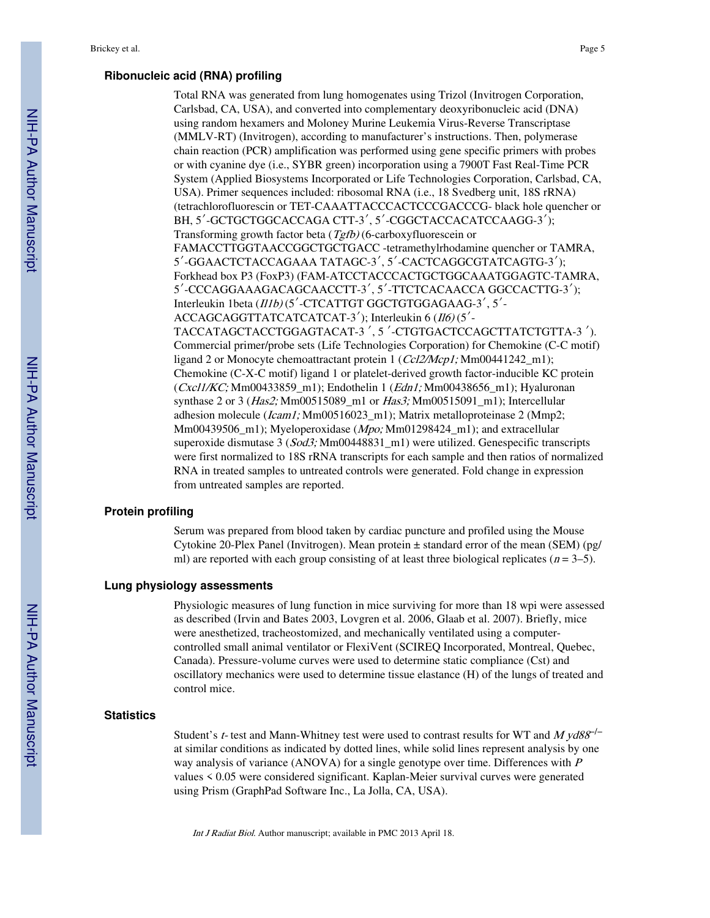### Ribonucleic acid (RNA) profiling

Total RNA was generated from lung homogenates using Trizol (Invitrogen Corporation, Carlsbad, CA, USA), and converted into complementary deoxyribonucleic acid (DNA) using random hexamers and Moloney Murine Leukemia Virus-Reverse Transcriptase (MMLV-RT) (Invitrogen), according to manufacturer's instructions. Then, polymerase chain reaction (PCR) amplification was performed using gene specific primers with probes or with cyanine dye (i.e., SYBR green) incorporation using a 7900T Fast Real-Time PCR System (Applied Biosystems Incorporated or Life Technologies Corporation, Carlsbad, CA, USA). Primer sequences included: ribosomal RNA (i.e., 18 Svedberg unit, 18S rRNA) (tetrachlorofluorescin or TET-CAAATTACCCACTCCCGACCCG- black hole quencher or BH, 5′-GCTGCTGGCACCAGA CTT-3′, 5′-CGGCTACCACATCCAAGG-3′); Transforming growth factor beta (*Tgfb)* (6-carboxyfluorescein or FAMACCTTGGTAACCGGCTGCTGACC -tetramethylrhodamine quencher or TAMRA, 5′-GGAACTCTACCAGAAA TATAGC-3′, 5′-CACTCAGGCGTATCAGTG-3′); Forkhead box P3 (FoxP3) (FAM-ATCCTACCCACTGCTGGCAAATGGAGTC-TAMRA, 5′-CCCAGGAAAGACAGCAACCTT-3′, 5′-TTCTCACAACCA GGCCACTTG-3′); Interleukin 1beta (*Il1b)* (5′-CTCATTGT GGCTGTGGAGAAG-3′, 5′-ACCAGCAGGTTATCATCATCAT-3′); Interleukin 6 (*Il6)* (5′-TACCATAGCTACCTGGAGTACAT-3 ′, 5 ′-CTGTGACTCCAGCTTATCTGTTA-3 ′). Commercial primer/probe sets (Life Technologies Corporation) for Chemokine (C-C motif) ligand 2 or Monocyte chemoattractant protein 1 (*Ccl2/Mcp1;* Mm00441242_m1); Chemokine (C-X-C motif) ligand 1 or platelet-derived growth factor-inducible KC protein (*Cxcl1/KC;* Mm00433859_m1); Endothelin 1 (*Edn1;* Mm00438656_m1); Hyaluronan synthase 2 or 3 (*Has2;* Mm00515089_m1 or *Has3;* Mm00515091_m1); Intercellular adhesion molecule (*Icam1;* Mm00516023_m1); Matrix metalloproteinase 2 (Mmp2; Mm00439506_m1); Myeloperoxidase (*Mpo;* Mm01298424_m1); and extracellular superoxide dismutase 3 (*Sod3;* Mm00448831_m1) were utilized. Genespecific transcripts were first normalized to 18S rRNA transcripts for each sample and then ratios of normalized RNA in treated samples to untreated controls were generated. Fold change in expression from untreated samples are reported.

### Protein profiling

Serum was prepared from blood taken by cardiac puncture and profiled using the Mouse Cytokine 20-Plex Panel (Invitrogen). Mean protein ± standard error of the mean (SEM) (pg/ml) are reported with each group consisting of at least three biological replicates ($n = 3$–5).

### Lung physiology assessments

Physiologic measures of lung function in mice surviving for more than 18 wpi were assessed as described (Irvin and Bates 2003, Lovgren et al. 2006, Glaab et al. 2007). Briefly, mice were anesthetized, tracheostomized, and mechanically ventilated using a computer-controlled small animal ventilator or FlexiVent (SCIREQ Incorporated, Montreal, Quebec, Canada). Pressure-volume curves were used to determine static compliance (Cst) and oscillatory mechanics were used to determine tissue elastance (H) of the lungs of treated and control mice.

### Statistics

Student's *t*- test and Mann-Whitney test were used to contrast results for WT and *Myd88*$^{-/-}$ at similar conditions as indicated by dotted lines, while solid lines represent analysis by one way analysis of variance (ANOVA) for a single genotype over time. Differences with $P$ values < 0.05 were considered significant. Kaplan-Meier survival curves were generated using Prism (GraphPad Software Inc., La Jolla, CA, USA).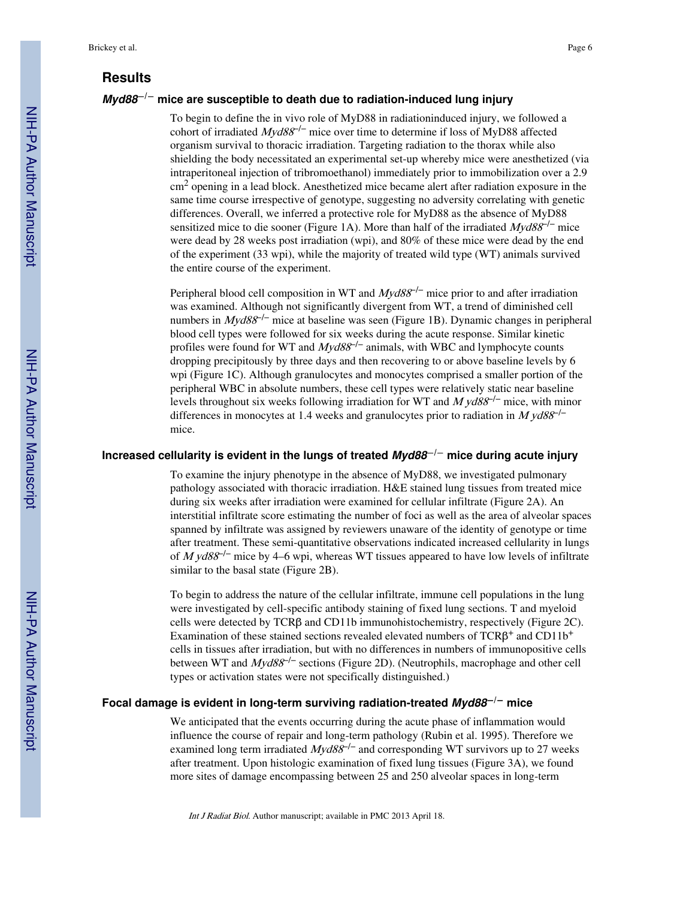## Results

### *Myd88*$^{-/-}$ mice are susceptible to death due to radiation-induced lung injury

To begin to define the in vivo role of MyD88 in radiationinduced injury, we followed a cohort of irradiated *Myd88*$^{-/-}$ mice over time to determine if loss of MyD88 affected organism survival to thoracic irradiation. Targeting radiation to the thorax while also shielding the body necessitated an experimental set-up whereby mice were anesthetized (via intraperitoneal injection of tribromoethanol) immediately prior to immobilization over a 2.9 cm$^2$ opening in a lead block. Anesthetized mice became alert after radiation exposure in the same time course irrespective of genotype, suggesting no adversity correlating with genetic differences. Overall, we inferred a protective role for MyD88 as the absence of MyD88 sensitized mice to die sooner (Figure 1A). More than half of the irradiated *Myd88*$^{-/-}$ mice were dead by 28 weeks post irradiation (wpi), and 80% of these mice were dead by the end of the experiment (33 wpi), while the majority of treated wild type (WT) animals survived the entire course of the experiment.

Peripheral blood cell composition in WT and *Myd88*$^{-/-}$ mice prior to and after irradiation was examined. Although not significantly divergent from WT, a trend of diminished cell numbers in *Myd88*$^{-/-}$ mice at baseline was seen (Figure 1B). Dynamic changes in peripheral blood cell types were followed for six weeks during the acute response. Similar kinetic profiles were found for WT and *Myd88*$^{-/-}$ animals, with WBC and lymphocyte counts dropping precipitously by three days and then recovering to or above baseline levels by 6 wpi (Figure 1C). Although granulocytes and monocytes comprised a smaller portion of the peripheral WBC in absolute numbers, these cell types were relatively static near baseline levels throughout six weeks following irradiation for WT and *M yd88*$^{-/-}$ mice, with minor differences in monocytes at 1.4 weeks and granulocytes prior to radiation in *M yd88*$^{-/-}$ mice.

### Increased cellularity is evident in the lungs of treated *Myd88*$^{-/-}$ mice during acute injury

To examine the injury phenotype in the absence of MyD88, we investigated pulmonary pathology associated with thoracic irradiation. H&E stained lung tissues from treated mice during six weeks after irradiation were examined for cellular infiltrate (Figure 2A). An interstitial infiltrate score estimating the number of foci as well as the area of alveolar spaces spanned by infiltrate was assigned by reviewers unaware of the identity of genotype or time after treatment. These semi-quantitative observations indicated increased cellularity in lungs of *M yd88*$^{-/-}$ mice by 4–6 wpi, whereas WT tissues appeared to have low levels of infiltrate similar to the basal state (Figure 2B).

To begin to address the nature of the cellular infiltrate, immune cell populations in the lung were investigated by cell-specific antibody staining of fixed lung sections. T and myeloid cells were detected by TCRβ and CD11b immunohistochemistry, respectively (Figure 2C). Examination of these stained sections revealed elevated numbers of TCRβ$^+$ and CD11b$^+$ cells in tissues after irradiation, but with no differences in numbers of immunopositive cells between WT and *Myd88*$^{-/-}$ sections (Figure 2D). (Neutrophils, macrophage and other cell types or activation states were not specifically distinguished.)

### Focal damage is evident in long-term surviving radiation-treated *Myd88*$^{-/-}$ mice

We anticipated that the events occurring during the acute phase of inflammation would influence the course of repair and long-term pathology (Rubin et al. 1995). Therefore we examined long term irradiated *Myd88*$^{-/-}$ and corresponding WT survivors up to 27 weeks after treatment. Upon histologic examination of fixed lung tissues (Figure 3A), we found more sites of damage encompassing between 25 and 250 alveolar spaces in long-term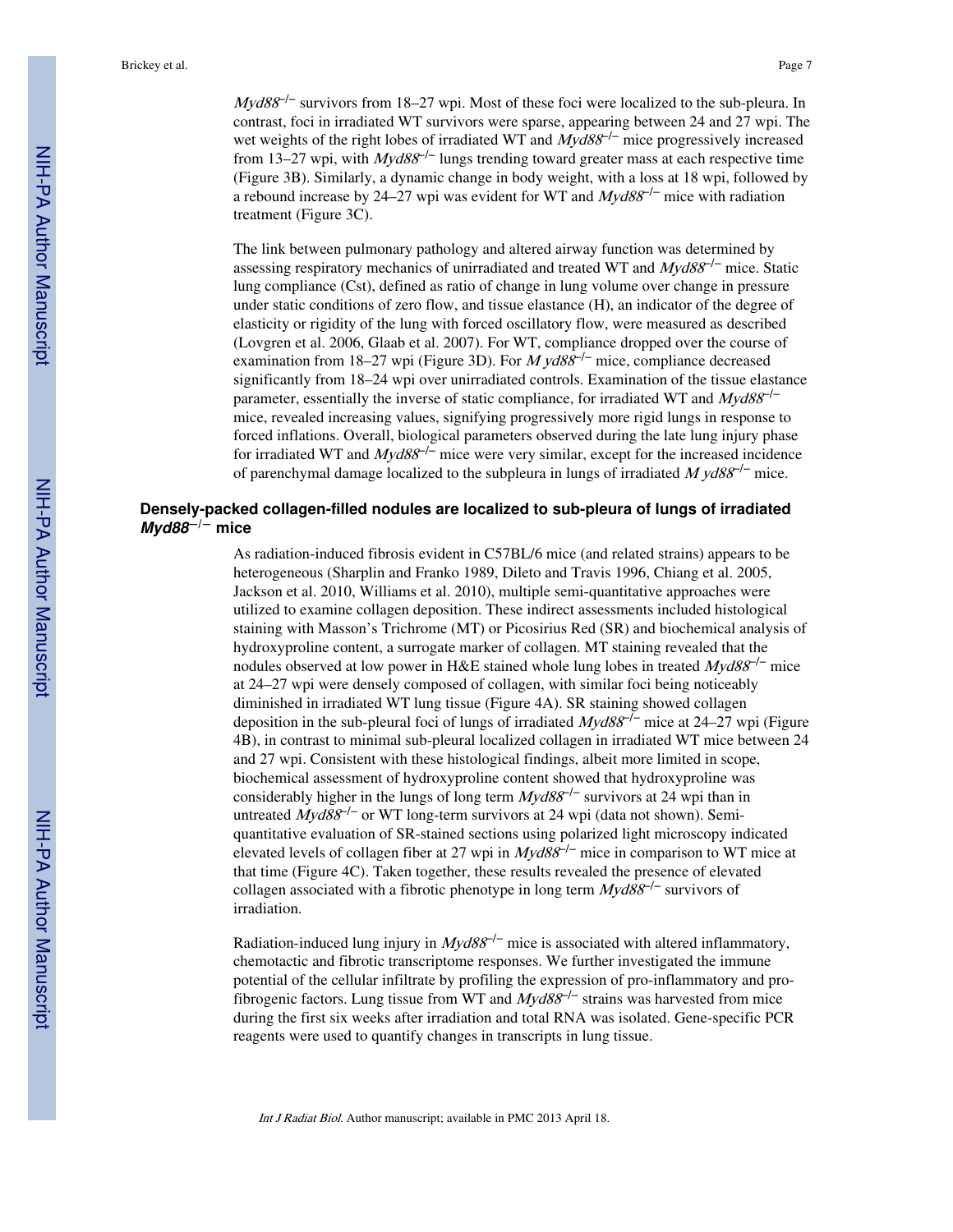*Myd88*$^{-/-}$ survivors from 18–27 wpi. Most of these foci were localized to the sub-pleura. In contrast, foci in irradiated WT survivors were sparse, appearing between 24 and 27 wpi. The wet weights of the right lobes of irradiated WT and *Myd88*$^{-/-}$ mice progressively increased from 13–27 wpi, with *Myd88*$^{-/-}$ lungs trending toward greater mass at each respective time (Figure 3B). Similarly, a dynamic change in body weight, with a loss at 18 wpi, followed by a rebound increase by 24–27 wpi was evident for WT and *Myd88*$^{-/-}$ mice with radiation treatment (Figure 3C).

The link between pulmonary pathology and altered airway function was determined by assessing respiratory mechanics of unirradiated and treated WT and *Myd88*$^{-/-}$ mice. Static lung compliance (Cst), defined as ratio of change in lung volume over change in pressure under static conditions of zero flow, and tissue elastance (H), an indicator of the degree of elasticity or rigidity of the lung with forced oscillatory flow, were measured as described (Lovgren et al. 2006, Glaab et al. 2007). For WT, compliance dropped over the course of examination from 18–27 wpi (Figure 3D). For *M yd88*$^{-/-}$ mice, compliance decreased significantly from 18–24 wpi over unirradiated controls. Examination of the tissue elastance parameter, essentially the inverse of static compliance, for irradiated WT and *Myd88*$^{-/-}$ mice, revealed increasing values, signifying progressively more rigid lungs in response to forced inflations. Overall, biological parameters observed during the late lung injury phase for irradiated WT and *Myd88*$^{-/-}$ mice were very similar, except for the increased incidence of parenchymal damage localized to the subpleura in lungs of irradiated *M yd88*$^{-/-}$ mice.

## Densely-packed collagen-filled nodules are localized to sub-pleura of lungs of irradiated *Myd88*$^{-/-}$ mice

As radiation-induced fibrosis evident in C57BL/6 mice (and related strains) appears to be heterogeneous (Sharplin and Franko 1989, Dileto and Travis 1996, Chiang et al. 2005, Jackson et al. 2010, Williams et al. 2010), multiple semi-quantitative approaches were utilized to examine collagen deposition. These indirect assessments included histological staining with Masson's Trichrome (MT) or Picosirius Red (SR) and biochemical analysis of hydroxyproline content, a surrogate marker of collagen. MT staining revealed that the nodules observed at low power in H&E stained whole lung lobes in treated *Myd88*$^{-/-}$ mice at 24–27 wpi were densely composed of collagen, with similar foci being noticeably diminished in irradiated WT lung tissue (Figure 4A). SR staining showed collagen deposition in the sub-pleural foci of lungs of irradiated *Myd88*$^{-/-}$ mice at 24–27 wpi (Figure 4B), in contrast to minimal sub-pleural localized collagen in irradiated WT mice between 24 and 27 wpi. Consistent with these histological findings, albeit more limited in scope, biochemical assessment of hydroxyproline content showed that hydroxyproline was considerably higher in the lungs of long term *Myd88*$^{-/-}$ survivors at 24 wpi than in untreated *Myd88*$^{-/-}$ or WT long-term survivors at 24 wpi (data not shown). Semi-quantitative evaluation of SR-stained sections using polarized light microscopy indicated elevated levels of collagen fiber at 27 wpi in *Myd88*$^{-/-}$ mice in comparison to WT mice at that time (Figure 4C). Taken together, these results revealed the presence of elevated collagen associated with a fibrotic phenotype in long term *Myd88*$^{-/-}$ survivors of irradiation.

Radiation-induced lung injury in *Myd88*$^{-/-}$ mice is associated with altered inflammatory, chemotactic and fibrotic transcriptome responses. We further investigated the immune potential of the cellular infiltrate by profiling the expression of pro-inflammatory and pro-fibrogenic factors. Lung tissue from WT and *Myd88*$^{-/-}$ strains was harvested from mice during the first six weeks after irradiation and total RNA was isolated. Gene-specific PCR reagents were used to quantify changes in transcripts in lung tissue.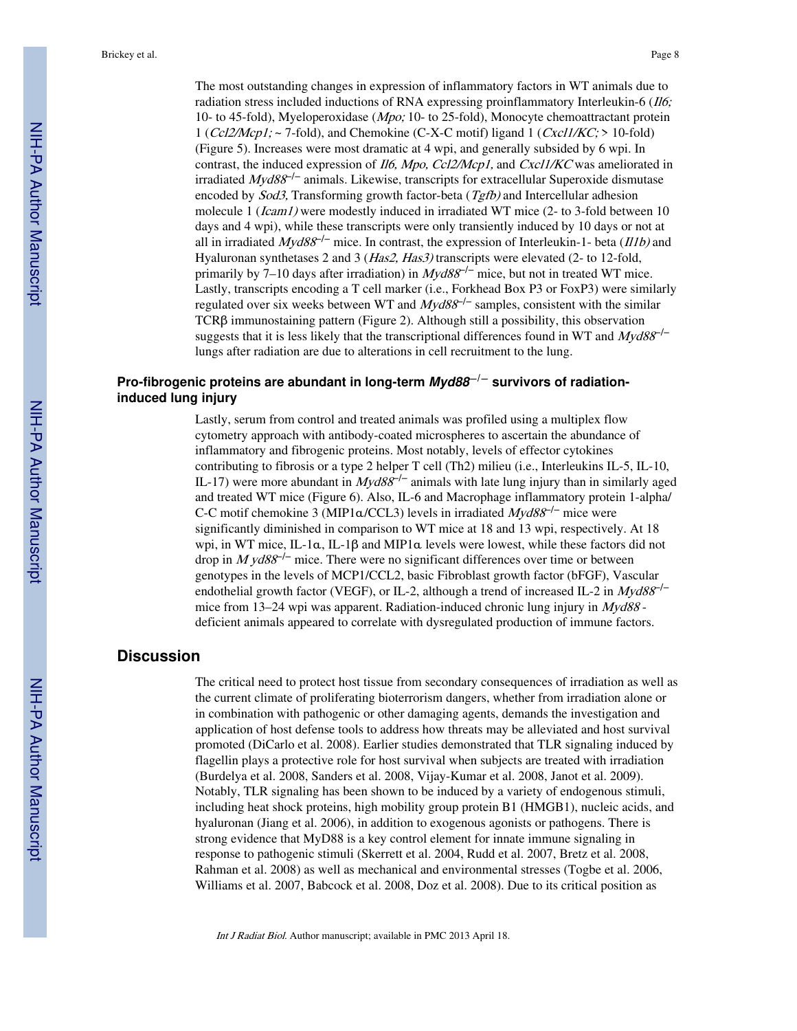The most outstanding changes in expression of inflammatory factors in WT animals due to radiation stress included inductions of RNA expressing proinflammatory Interleukin-6 (*Il6;* 10- to 45-fold), Myeloperoxidase (*Mpo;* 10- to 25-fold), Monocyte chemoattractant protein 1 (*Ccl2/Mcp1;* ~ 7-fold), and Chemokine (C-X-C motif) ligand 1 (*Cxcl1/KC;* > 10-fold) (Figure 5). Increases were most dramatic at 4 wpi, and generally subsided by 6 wpi. In contrast, the induced expression of *Il6, Mpo, Ccl2/Mcp1,* and *Cxcl1/KC* was ameliorated in irradiated *Myd88*$^{-/-}$ animals. Likewise, transcripts for extracellular Superoxide dismutase encoded by *Sod3,* Transforming growth factor-beta (*Tgfb)* and Intercellular adhesion molecule 1 (*Icam1)* were modestly induced in irradiated WT mice (2- to 3-fold between 10 days and 4 wpi), while these transcripts were only transiently induced by 10 days or not at all in irradiated *Myd88*$^{-/-}$ mice. In contrast, the expression of Interleukin-1- beta (*Il1b)* and Hyaluronan synthetases 2 and 3 (*Has2, Has3)* transcripts were elevated (2- to 12-fold, primarily by 7–10 days after irradiation) in *Myd88*$^{-/-}$ mice, but not in treated WT mice. Lastly, transcripts encoding a T cell marker (i.e., Forkhead Box P3 or FoxP3) were similarly regulated over six weeks between WT and *Myd88*$^{-/-}$ samples, consistent with the similar TCRβ immunostaining pattern (Figure 2). Although still a possibility, this observation suggests that it is less likely that the transcriptional differences found in WT and *Myd88*$^{-/-}$ lungs after radiation are due to alterations in cell recruitment to the lung.

### Pro-fibrogenic proteins are abundant in long-term *Myd88*$^{-/-}$ survivors of radiation-induced lung injury

Lastly, serum from control and treated animals was profiled using a multiplex flow cytometry approach with antibody-coated microspheres to ascertain the abundance of inflammatory and fibrogenic proteins. Most notably, levels of effector cytokines contributing to fibrosis or a type 2 helper T cell (Th2) milieu (i.e., Interleukins IL-5, IL-10, IL-17) were more abundant in *Myd88*$^{-/-}$ animals with late lung injury than in similarly aged and treated WT mice (Figure 6). Also, IL-6 and Macrophage inflammatory protein 1-alpha/ C-C motif chemokine 3 (MIP1α/CCL3) levels in irradiated *Myd88*$^{-/-}$ mice were significantly diminished in comparison to WT mice at 18 and 13 wpi, respectively. At 18 wpi, in WT mice, IL-1α, IL-1β and MIP1α levels were lowest, while these factors did not drop in *M yd88*$^{-/-}$ mice. There were no significant differences over time or between genotypes in the levels of MCP1/CCL2, basic Fibroblast growth factor (bFGF), Vascular endothelial growth factor (VEGF), or IL-2, although a trend of increased IL-2 in *Myd88*$^{-/-}$ mice from 13–24 wpi was apparent. Radiation-induced chronic lung injury in *Myd88* - deficient animals appeared to correlate with dysregulated production of immune factors.

## Discussion

The critical need to protect host tissue from secondary consequences of irradiation as well as the current climate of proliferating bioterrorism dangers, whether from irradiation alone or in combination with pathogenic or other damaging agents, demands the investigation and application of host defense tools to address how threats may be alleviated and host survival promoted (DiCarlo et al. 2008). Earlier studies demonstrated that TLR signaling induced by flagellin plays a protective role for host survival when subjects are treated with irradiation (Burdelya et al. 2008, Sanders et al. 2008, Vijay-Kumar et al. 2008, Janot et al. 2009). Notably, TLR signaling has been shown to be induced by a variety of endogenous stimuli, including heat shock proteins, high mobility group protein B1 (HMGB1), nucleic acids, and hyaluronan (Jiang et al. 2006), in addition to exogenous agonists or pathogens. There is strong evidence that MyD88 is a key control element for innate immune signaling in response to pathogenic stimuli (Skerrett et al. 2004, Rudd et al. 2007, Bretz et al. 2008, Rahman et al. 2008) as well as mechanical and environmental stresses (Togbe et al. 2006, Williams et al. 2007, Babcock et al. 2008, Doz et al. 2008). Due to its critical position as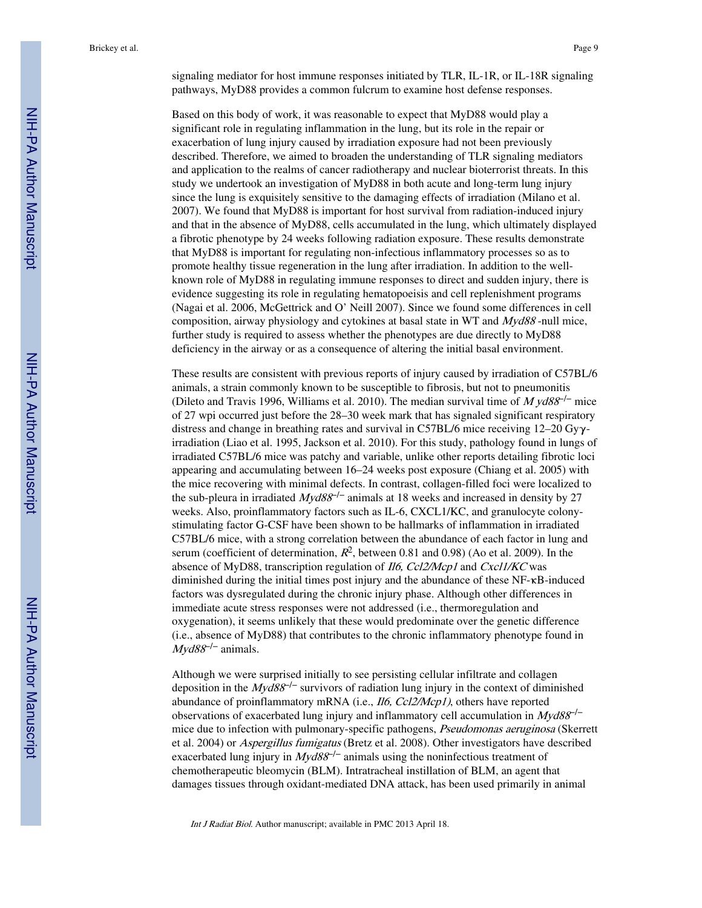signaling mediator for host immune responses initiated by TLR, IL-1R, or IL-18R signaling pathways, MyD88 provides a common fulcrum to examine host defense responses.

Based on this body of work, it was reasonable to expect that MyD88 would play a significant role in regulating inflammation in the lung, but its role in the repair or exacerbation of lung injury caused by irradiation exposure had not been previously described. Therefore, we aimed to broaden the understanding of TLR signaling mediators and application to the realms of cancer radiotherapy and nuclear bioterrorist threats. In this study we undertook an investigation of MyD88 in both acute and long-term lung injury since the lung is exquisitely sensitive to the damaging effects of irradiation (Milano et al. 2007). We found that MyD88 is important for host survival from radiation-induced injury and that in the absence of MyD88, cells accumulated in the lung, which ultimately displayed a fibrotic phenotype by 24 weeks following radiation exposure. These results demonstrate that MyD88 is important for regulating non-infectious inflammatory processes so as to promote healthy tissue regeneration in the lung after irradiation. In addition to the well-known role of MyD88 in regulating immune responses to direct and sudden injury, there is evidence suggesting its role in regulating hematopoeisis and cell replenishment programs (Nagai et al. 2006, McGettrick and O' Neill 2007). Since we found some differences in cell composition, airway physiology and cytokines at basal state in WT and *Myd88* -null mice, further study is required to assess whether the phenotypes are due directly to MyD88 deficiency in the airway or as a consequence of altering the initial basal environment.

These results are consistent with previous reports of injury caused by irradiation of C57BL/6 animals, a strain commonly known to be susceptible to fibrosis, but not to pneumonitis (Dileto and Travis 1996, Williams et al. 2010). The median survival time of *Myd88*$^{-/-}$ mice of 27 wpi occurred just before the 28–30 week mark that has signaled significant respiratory distress and change in breathing rates and survival in C57BL/6 mice receiving 12–20 Gy$\gamma$-irradiation (Liao et al. 1995, Jackson et al. 2010). For this study, pathology found in lungs of irradiated C57BL/6 mice was patchy and variable, unlike other reports detailing fibrotic loci appearing and accumulating between 16–24 weeks post exposure (Chiang et al. 2005) with the mice recovering with minimal defects. In contrast, collagen-filled foci were localized to the sub-pleura in irradiated *Myd88*$^{-/-}$ animals at 18 weeks and increased in density by 27 weeks. Also, proinflammatory factors such as IL-6, CXCL1/KC, and granulocyte colony-stimulating factor G-CSF have been shown to be hallmarks of inflammation in irradiated C57BL/6 mice, with a strong correlation between the abundance of each factor in lung and serum (coefficient of determination, $R^2$, between 0.81 and 0.98) (Ao et al. 2009). In the absence of MyD88, transcription regulation of *Il6, Ccl2/Mcp1* and *Cxcl1/KC* was diminished during the initial times post injury and the abundance of these NF-κB-induced factors was dysregulated during the chronic injury phase. Although other differences in immediate acute stress responses were not addressed (i.e., thermoregulation and oxygenation), it seems unlikely that these would predominate over the genetic difference (i.e., absence of MyD88) that contributes to the chronic inflammatory phenotype found in *Myd88*$^{-/-}$ animals.

Although we were surprised initially to see persisting cellular infiltrate and collagen deposition in the *Myd88*$^{-/-}$ survivors of radiation lung injury in the context of diminished abundance of proinflammatory mRNA (i.e., *Il6, Ccl2/Mcp1)*, others have reported observations of exacerbated lung injury and inflammatory cell accumulation in *Myd88*$^{-/-}$ mice due to infection with pulmonary-specific pathogens, *Pseudomonas aeruginosa* (Skerrett et al. 2004) or *Aspergillus fumigatus* (Bretz et al. 2008). Other investigators have described exacerbated lung injury in *Myd88*$^{-/-}$ animals using the noninfectious treatment of chemotherapeutic bleomycin (BLM). Intratracheal instillation of BLM, an agent that damages tissues through oxidant-mediated DNA attack, has been used primarily in animal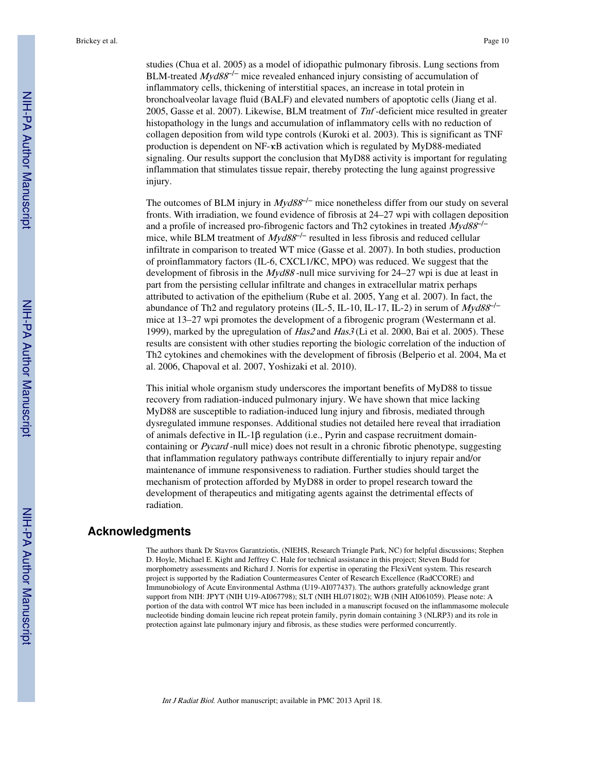studies (Chua et al. 2005) as a model of idiopathic pulmonary fibrosis. Lung sections from BLM-treated *Myd88*$^{-/-}$ mice revealed enhanced injury consisting of accumulation of inflammatory cells, thickening of interstitial spaces, an increase in total protein in bronchoalveolar lavage fluid (BALF) and elevated numbers of apoptotic cells (Jiang et al. 2005, Gasse et al. 2007). Likewise, BLM treatment of *Tnf*-deficient mice resulted in greater histopathology in the lungs and accumulation of inflammatory cells with no reduction of collagen deposition from wild type controls (Kuroki et al. 2003). This is significant as TNF production is dependent on NF-κB activation which is regulated by MyD88-mediated signaling. Our results support the conclusion that MyD88 activity is important for regulating inflammation that stimulates tissue repair, thereby protecting the lung against progressive injury.

The outcomes of BLM injury in *Myd88*$^{-/-}$ mice nonetheless differ from our study on several fronts. With irradiation, we found evidence of fibrosis at 24–27 wpi with collagen deposition and a profile of increased pro-fibrogenic factors and Th2 cytokines in treated *Myd88*$^{-/-}$ mice, while BLM treatment of *Myd88*$^{-/-}$ resulted in less fibrosis and reduced cellular infiltrate in comparison to treated WT mice (Gasse et al. 2007). In both studies, production of proinflammatory factors (IL-6, CXCL1/KC, MPO) was reduced. We suggest that the development of fibrosis in the *Myd88*-null mice surviving for 24–27 wpi is due at least in part from the persisting cellular infiltrate and changes in extracellular matrix perhaps attributed to activation of the epithelium (Rube et al. 2005, Yang et al. 2007). In fact, the abundance of Th2 and regulatory proteins (IL-5, IL-10, IL-17, IL-2) in serum of *Myd88*$^{-/-}$ mice at 13–27 wpi promotes the development of a fibrogenic program (Westermann et al. 1999), marked by the upregulation of *Has2* and *Has3* (Li et al. 2000, Bai et al. 2005). These results are consistent with other studies reporting the biologic correlation of the induction of Th2 cytokines and chemokines with the development of fibrosis (Belperio et al. 2004, Ma et al. 2006, Chapoval et al. 2007, Yoshizaki et al. 2010).

This initial whole organism study underscores the important benefits of MyD88 to tissue recovery from radiation-induced pulmonary injury. We have shown that mice lacking MyD88 are susceptible to radiation-induced lung injury and fibrosis, mediated through dysregulated immune responses. Additional studies not detailed here reveal that irradiation of animals defective in IL-1β regulation (i.e., Pyrin and caspase recruitment domain-containing or *Pycard*-null mice) does not result in a chronic fibrotic phenotype, suggesting that inflammation regulatory pathways contribute differentially to injury repair and/or maintenance of immune responsiveness to radiation. Further studies should target the mechanism of protection afforded by MyD88 in order to propel research toward the development of therapeutics and mitigating agents against the detrimental effects of radiation.

## Acknowledgments

The authors thank Dr Stavros Garantziotis, (NIEHS, Research Triangle Park, NC) for helpful discussions; Stephen D. Hoyle, Michael E. Kight and Jeffrey C. Hale for technical assistance in this project; Steven Budd for morphometry assessments and Richard J. Norris for expertise in operating the FlexiVent system. This research project is supported by the Radiation Countermeasures Center of Research Excellence (RadCCORE) and Immunobiology of Acute Environmental Asthma (U19-AI077437). The authors gratefully acknowledge grant support from NIH: JPYT (NIH U19-AI067798); SLT (NIH HL071802); WJB (NIH AI061059). Please note: A portion of the data with control WT mice has been included in a manuscript focused on the inflammasome molecule nucleotide binding domain leucine rich repeat protein family, pyrin domain containing 3 (NLRP3) and its role in protection against late pulmonary injury and fibrosis, as these studies were performed concurrently.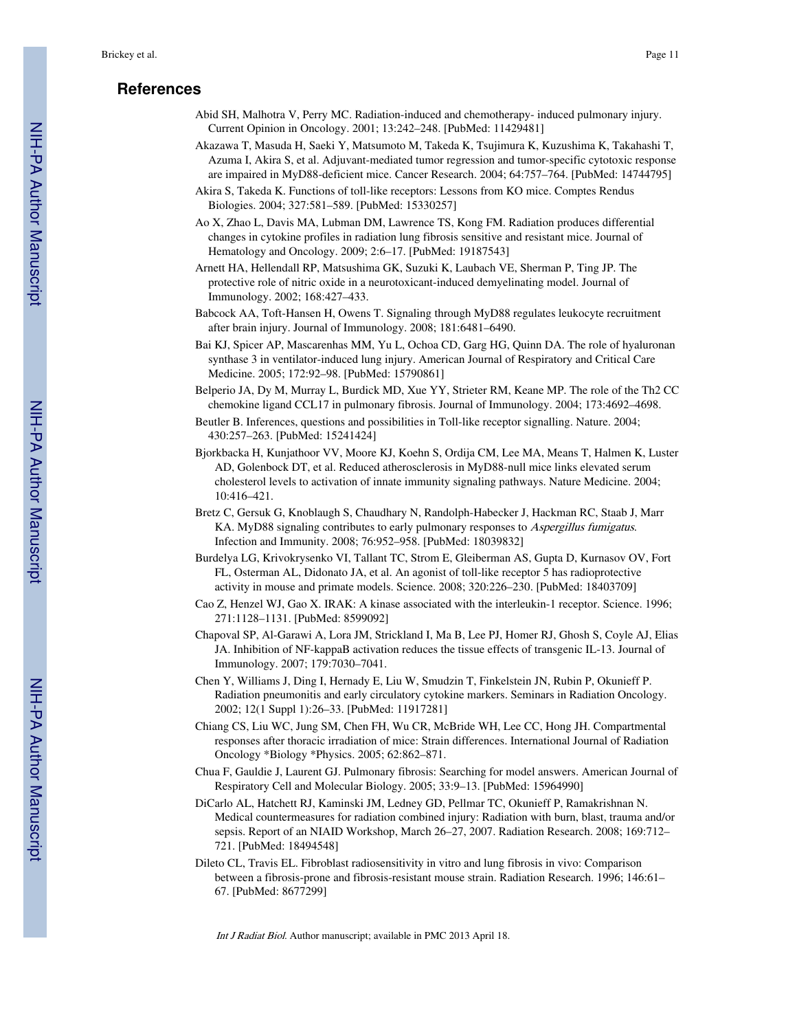## References

Abid SH, Malhotra V, Perry MC. Radiation-induced and chemotherapy- induced pulmonary injury. Current Opinion in Oncology. 2001; 13:242–248. [PubMed: 11429481]

Akazawa T, Masuda H, Saeki Y, Matsumoto M, Takeda K, Tsujimura K, Kuzushima K, Takahashi T, Azuma I, Akira S, et al. Adjuvant-mediated tumor regression and tumor-specific cytotoxic response are impaired in MyD88-deficient mice. Cancer Research. 2004; 64:757–764. [PubMed: 14744795]

Akira S, Takeda K. Functions of toll-like receptors: Lessons from KO mice. Comptes Rendus Biologies. 2004; 327:581–589. [PubMed: 15330257]

Ao X, Zhao L, Davis MA, Lubman DM, Lawrence TS, Kong FM. Radiation produces differential changes in cytokine profiles in radiation lung fibrosis sensitive and resistant mice. Journal of Hematology and Oncology. 2009; 2:6–17. [PubMed: 19187543]

Arnett HA, Hellendall RP, Matsushima GK, Suzuki K, Laubach VE, Sherman P, Ting JP. The protective role of nitric oxide in a neurotoxicant-induced demyelinating model. Journal of Immunology. 2002; 168:427–433.

Babcock AA, Toft-Hansen H, Owens T. Signaling through MyD88 regulates leukocyte recruitment after brain injury. Journal of Immunology. 2008; 181:6481–6490.

Bai KJ, Spicer AP, Mascarenhas MM, Yu L, Ochoa CD, Garg HG, Quinn DA. The role of hyaluronan synthase 3 in ventilator-induced lung injury. American Journal of Respiratory and Critical Care Medicine. 2005; 172:92–98. [PubMed: 15790861]

Belperio JA, Dy M, Murray L, Burdick MD, Xue YY, Strieter RM, Keane MP. The role of the Th2 CC chemokine ligand CCL17 in pulmonary fibrosis. Journal of Immunology. 2004; 173:4692–4698.

Beutler B. Inferences, questions and possibilities in Toll-like receptor signalling. Nature. 2004; 430:257–263. [PubMed: 15241424]

Bjorkbacka H, Kunjathoor VV, Moore KJ, Koehn S, Ordija CM, Lee MA, Means T, Halmen K, Luster AD, Golenbock DT, et al. Reduced atherosclerosis in MyD88-null mice links elevated serum cholesterol levels to activation of innate immunity signaling pathways. Nature Medicine. 2004; 10:416–421.

Bretz C, Gersuk G, Knoblaugh S, Chaudhary N, Randolph-Habecker J, Hackman RC, Staab J, Marr KA. MyD88 signaling contributes to early pulmonary responses to *Aspergillus fumigatus*. Infection and Immunity. 2008; 76:952–958. [PubMed: 18039832]

Burdelya LG, Krivokrysenko VI, Tallant TC, Strom E, Gleiberman AS, Gupta D, Kurnasov OV, Fort FL, Osterman AL, Didonato JA, et al. An agonist of toll-like receptor 5 has radioprotective activity in mouse and primate models. Science. 2008; 320:226–230. [PubMed: 18403709]

Cao Z, Henzel WJ, Gao X. IRAK: A kinase associated with the interleukin-1 receptor. Science. 1996; 271:1128–1131. [PubMed: 8599092]

Chapoval SP, Al-Garawi A, Lora JM, Strickland I, Ma B, Lee PJ, Homer RJ, Ghosh S, Coyle AJ, Elias JA. Inhibition of NF-kappaB activation reduces the tissue effects of transgenic IL-13. Journal of Immunology. 2007; 179:7030–7041.

Chen Y, Williams J, Ding I, Hernady E, Liu W, Smudzin T, Finkelstein JN, Rubin P, Okunieff P. Radiation pneumonitis and early circulatory cytokine markers. Seminars in Radiation Oncology. 2002; 12(1 Suppl 1):26–33. [PubMed: 11917281]

Chiang CS, Liu WC, Jung SM, Chen FH, Wu CR, McBride WH, Lee CC, Hong JH. Compartmental responses after thoracic irradiation of mice: Strain differences. International Journal of Radiation Oncology *Biology *Physics. 2005; 62:862–871.

Chua F, Gauldie J, Laurent GJ. Pulmonary fibrosis: Searching for model answers. American Journal of Respiratory Cell and Molecular Biology. 2005; 33:9–13. [PubMed: 15964990]

DiCarlo AL, Hatchett RJ, Kaminski JM, Ledney GD, Pellmar TC, Okunieff P, Ramakrishnan N. Medical countermeasures for radiation combined injury: Radiation with burn, blast, trauma and/or sepsis. Report of an NIAID Workshop, March 26–27, 2007. Radiation Research. 2008; 169:712–721. [PubMed: 18494548]

Dileto CL, Travis EL. Fibroblast radiosensitivity in vitro and lung fibrosis in vivo: Comparison between a fibrosis-prone and fibrosis-resistant mouse strain. Radiation Research. 1996; 146:61–67. [PubMed: 8677299]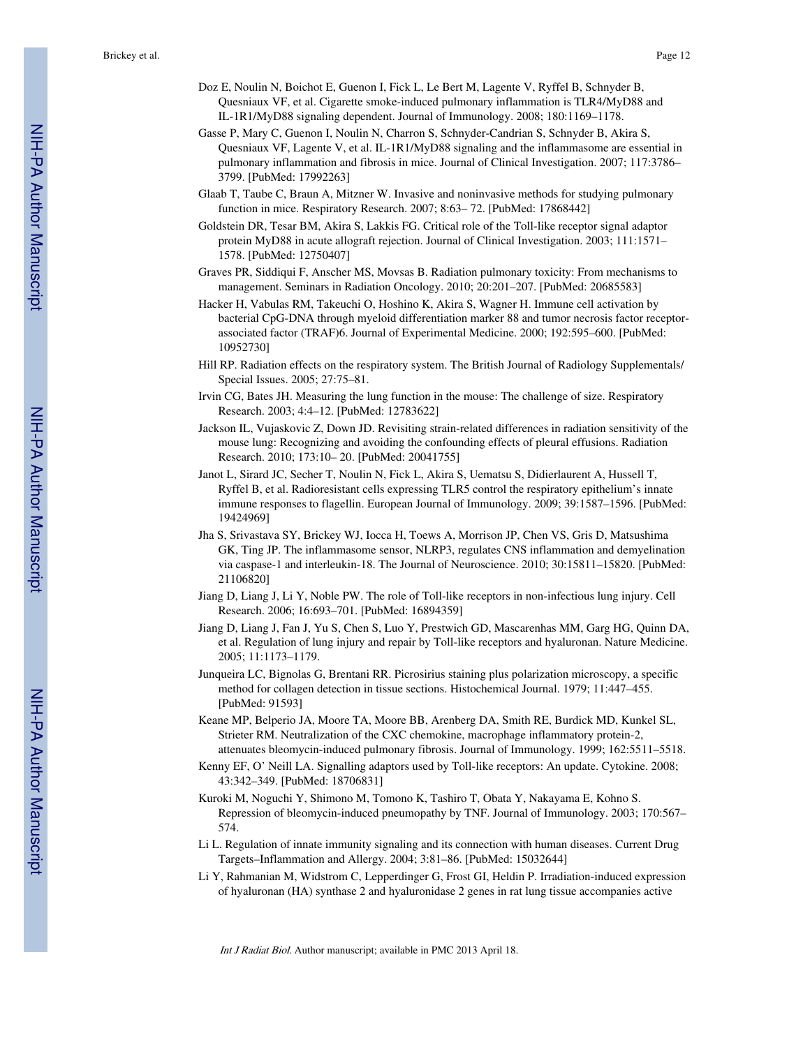Doz E, Noulin N, Boichot E, Guenon I, Fick L, Le Bert M, Lagente V, Ryffel B, Schnyder B, Quesniaux VF, et al. Cigarette smoke-induced pulmonary inflammation is TLR4/MyD88 and IL-1R1/MyD88 signaling dependent. Journal of Immunology. 2008; 180:1169–1178.

Gasse P, Mary C, Guenon I, Noulin N, Charron S, Schnyder-Candrian S, Schnyder B, Akira S, Quesniaux VF, Lagente V, et al. IL-1R1/MyD88 signaling and the inflammasome are essential in pulmonary inflammation and fibrosis in mice. Journal of Clinical Investigation. 2007; 117:3786–3799. [PubMed: 17992263]

Glaab T, Taube C, Braun A, Mitzner W. Invasive and noninvasive methods for studying pulmonary function in mice. Respiratory Research. 2007; 8:63– 72. [PubMed: 17868442]

Goldstein DR, Tesar BM, Akira S, Lakkis FG. Critical role of the Toll-like receptor signal adaptor protein MyD88 in acute allograft rejection. Journal of Clinical Investigation. 2003; 111:1571–1578. [PubMed: 12750407]

Graves PR, Siddiqui F, Anscher MS, Movsas B. Radiation pulmonary toxicity: From mechanisms to management. Seminars in Radiation Oncology. 2010; 20:201–207. [PubMed: 20685583]

Hacker H, Vabulas RM, Takeuchi O, Hoshino K, Akira S, Wagner H. Immune cell activation by bacterial CpG-DNA through myeloid differentiation marker 88 and tumor necrosis factor receptor-associated factor (TRAF)6. Journal of Experimental Medicine. 2000; 192:595–600. [PubMed: 10952730]

Hill RP. Radiation effects on the respiratory system. The British Journal of Radiology Supplementals/ Special Issues. 2005; 27:75–81.

Irvin CG, Bates JH. Measuring the lung function in the mouse: The challenge of size. Respiratory Research. 2003; 4:4–12. [PubMed: 12783622]

Jackson IL, Vujaskovic Z, Down JD. Revisiting strain-related differences in radiation sensitivity of the mouse lung: Recognizing and avoiding the confounding effects of pleural effusions. Radiation Research. 2010; 173:10– 20. [PubMed: 20041755]

Janot L, Sirard JC, Secher T, Noulin N, Fick L, Akira S, Uematsu S, Didierlaurent A, Hussell T, Ryffel B, et al. Radioresistant cells expressing TLR5 control the respiratory epithelium's innate immune responses to flagellin. European Journal of Immunology. 2009; 39:1587–1596. [PubMed: 19424969]

Jha S, Srivastava SY, Brickey WJ, Iocca H, Toews A, Morrison JP, Chen VS, Gris D, Matsushima GK, Ting JP. The inflammasome sensor, NLRP3, regulates CNS inflammation and demyelination via caspase-1 and interleukin-18. The Journal of Neuroscience. 2010; 30:15811–15820. [PubMed: 21106820]

Jiang D, Liang J, Li Y, Noble PW. The role of Toll-like receptors in non-infectious lung injury. Cell Research. 2006; 16:693–701. [PubMed: 16894359]

Jiang D, Liang J, Fan J, Yu S, Chen S, Luo Y, Prestwich GD, Mascarenhas MM, Garg HG, Quinn DA, et al. Regulation of lung injury and repair by Toll-like receptors and hyaluronan. Nature Medicine. 2005; 11:1173–1179.

Junqueira LC, Bignolas G, Brentani RR. Picrosirius staining plus polarization microscopy, a specific method for collagen detection in tissue sections. Histochemical Journal. 1979; 11:447–455. [PubMed: 91593]

Keane MP, Belperio JA, Moore TA, Moore BB, Arenberg DA, Smith RE, Burdick MD, Kunkel SL, Strieter RM. Neutralization of the CXC chemokine, macrophage inflammatory protein-2, attenuates bleomycin-induced pulmonary fibrosis. Journal of Immunology. 1999; 162:5511–5518.

Kenny EF, O' Neill LA. Signalling adaptors used by Toll-like receptors: An update. Cytokine. 2008; 43:342–349. [PubMed: 18706831]

Kuroki M, Noguchi Y, Shimono M, Tomono K, Tashiro T, Obata Y, Nakayama E, Kohno S. Repression of bleomycin-induced pneumopathy by TNF. Journal of Immunology. 2003; 170:567–574.

Li L. Regulation of innate immunity signaling and its connection with human diseases. Current Drug Targets–Inflammation and Allergy. 2004; 3:81–86. [PubMed: 15032644]

Li Y, Rahmanian M, Widstrom C, Lepperdinger G, Frost GI, Heldin P. Irradiation-induced expression of hyaluronan (HA) synthase 2 and hyaluronidase 2 genes in rat lung tissue accompanies active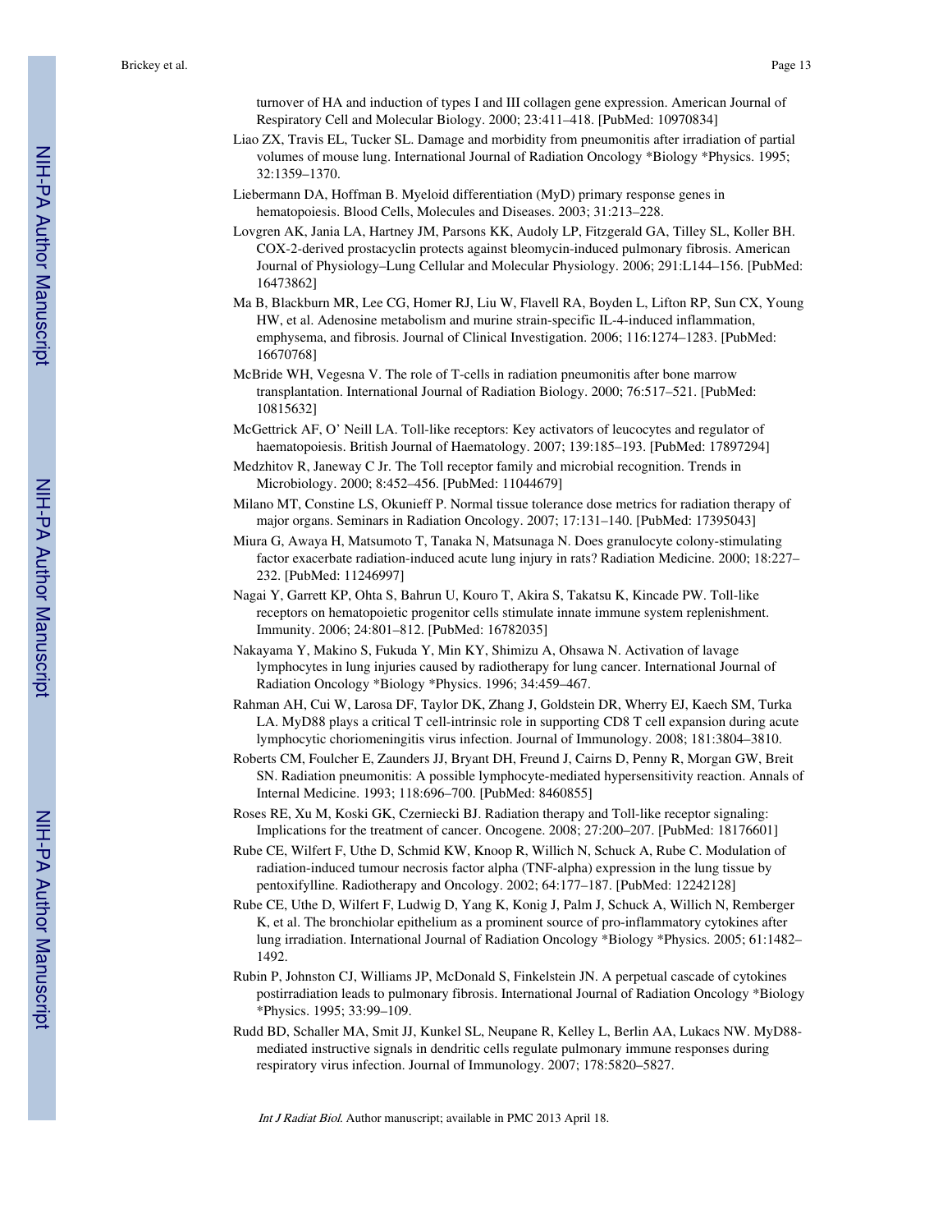turnover of HA and induction of types I and III collagen gene expression. American Journal of Respiratory Cell and Molecular Biology. 2000; 23:411–418. [PubMed: 10970834]

Liao ZX, Travis EL, Tucker SL. Damage and morbidity from pneumonitis after irradiation of partial volumes of mouse lung. International Journal of Radiation Oncology *Biology *Physics. 1995; 32:1359–1370.

Liebermann DA, Hoffman B. Myeloid differentiation (MyD) primary response genes in hematopoiesis. Blood Cells, Molecules and Diseases. 2003; 31:213–228.

Lovgren AK, Jania LA, Hartney JM, Parsons KK, Audoly LP, Fitzgerald GA, Tilley SL, Koller BH. COX-2-derived prostacyclin protects against bleomycin-induced pulmonary fibrosis. American Journal of Physiology–Lung Cellular and Molecular Physiology. 2006; 291:L144–156. [PubMed: 16473862]

Ma B, Blackburn MR, Lee CG, Homer RJ, Liu W, Flavell RA, Boyden L, Lifton RP, Sun CX, Young HW, et al. Adenosine metabolism and murine strain-specific IL-4-induced inflammation, emphysema, and fibrosis. Journal of Clinical Investigation. 2006; 116:1274–1283. [PubMed: 16670768]

McBride WH, Vegesna V. The role of T-cells in radiation pneumonitis after bone marrow transplantation. International Journal of Radiation Biology. 2000; 76:517–521. [PubMed: 10815632]

McGettrick AF, O' Neill LA. Toll-like receptors: Key activators of leucocytes and regulator of haematopoiesis. British Journal of Haematology. 2007; 139:185–193. [PubMed: 17897294]

Medzhitov R, Janeway C Jr. The Toll receptor family and microbial recognition. Trends in Microbiology. 2000; 8:452–456. [PubMed: 11044679]

Milano MT, Constine LS, Okunieff P. Normal tissue tolerance dose metrics for radiation therapy of major organs. Seminars in Radiation Oncology. 2007; 17:131–140. [PubMed: 17395043]

Miura G, Awaya H, Matsumoto T, Tanaka N, Matsunaga N. Does granulocyte colony-stimulating factor exacerbate radiation-induced acute lung injury in rats? Radiation Medicine. 2000; 18:227–232. [PubMed: 11246997]

Nagai Y, Garrett KP, Ohta S, Bahrun U, Kouro T, Akira S, Takatsu K, Kincade PW. Toll-like receptors on hematopoietic progenitor cells stimulate innate immune system replenishment. Immunity. 2006; 24:801–812. [PubMed: 16782035]

Nakayama Y, Makino S, Fukuda Y, Min KY, Shimizu A, Ohsawa N. Activation of lavage lymphocytes in lung injuries caused by radiotherapy for lung cancer. International Journal of Radiation Oncology *Biology *Physics. 1996; 34:459–467.

Rahman AH, Cui W, Larosa DF, Taylor DK, Zhang J, Goldstein DR, Wherry EJ, Kaech SM, Turka LA. MyD88 plays a critical T cell-intrinsic role in supporting CD8 T cell expansion during acute lymphocytic choriomeningitis virus infection. Journal of Immunology. 2008; 181:3804–3810.

Roberts CM, Foulcher E, Zaunders JJ, Bryant DH, Freund J, Cairns D, Penny R, Morgan GW, Breit SN. Radiation pneumonitis: A possible lymphocyte-mediated hypersensitivity reaction. Annals of Internal Medicine. 1993; 118:696–700. [PubMed: 8460855]

Roses RE, Xu M, Koski GK, Czerniecki BJ. Radiation therapy and Toll-like receptor signaling: Implications for the treatment of cancer. Oncogene. 2008; 27:200–207. [PubMed: 18176601]

Rube CE, Wilfert F, Uthe D, Schmid KW, Knoop R, Willich N, Schuck A, Rube C. Modulation of radiation-induced tumour necrosis factor alpha (TNF-alpha) expression in the lung tissue by pentoxifylline. Radiotherapy and Oncology. 2002; 64:177–187. [PubMed: 12242128]

Rube CE, Uthe D, Wilfert F, Ludwig D, Yang K, Konig J, Palm J, Schuck A, Willich N, Remberger K, et al. The bronchiolar epithelium as a prominent source of pro-inflammatory cytokines after lung irradiation. International Journal of Radiation Oncology *Biology *Physics. 2005; 61:1482–1492.

Rubin P, Johnston CJ, Williams JP, McDonald S, Finkelstein JN. A perpetual cascade of cytokines postirradiation leads to pulmonary fibrosis. International Journal of Radiation Oncology *Biology *Physics. 1995; 33:99–109.

Rudd BD, Schaller MA, Smit JJ, Kunkel SL, Neupane R, Kelley L, Berlin AA, Lukacs NW. MyD88-mediated instructive signals in dendritic cells regulate pulmonary immune responses during respiratory virus infection. Journal of Immunology. 2007; 178:5820–5827.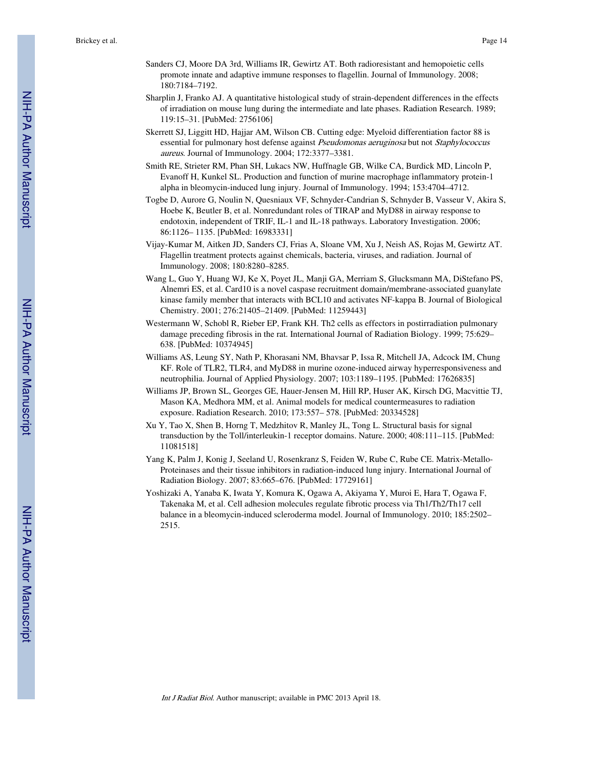Sanders CJ, Moore DA 3rd, Williams IR, Gewirtz AT. Both radioresistant and hemopoietic cells promote innate and adaptive immune responses to flagellin. Journal of Immunology. 2008; 180:7184–7192.

Sharplin J, Franko AJ. A quantitative histological study of strain-dependent differences in the effects of irradiation on mouse lung during the intermediate and late phases. Radiation Research. 1989; 119:15–31. [PubMed: 2756106]

Skerrett SJ, Liggitt HD, Hajjar AM, Wilson CB. Cutting edge: Myeloid differentiation factor 88 is essential for pulmonary host defense against *Pseudomonas aeruginosa* but not *Staphylococcus aureus*. Journal of Immunology. 2004; 172:3377–3381.

Smith RE, Strieter RM, Phan SH, Lukacs NW, Huffnagle GB, Wilke CA, Burdick MD, Lincoln P, Evanoff H, Kunkel SL. Production and function of murine macrophage inflammatory protein-1 alpha in bleomycin-induced lung injury. Journal of Immunology. 1994; 153:4704–4712.

Togbe D, Aurore G, Noulin N, Quesniaux VF, Schnyder-Candrian S, Schnyder B, Vasseur V, Akira S, Hoebe K, Beutler B, et al. Nonredundant roles of TIRAP and MyD88 in airway response to endotoxin, independent of TRIF, IL-1 and IL-18 pathways. Laboratory Investigation. 2006; 86:1126– 1135. [PubMed: 16983331]

Vijay-Kumar M, Aitken JD, Sanders CJ, Frias A, Sloane VM, Xu J, Neish AS, Rojas M, Gewirtz AT. Flagellin treatment protects against chemicals, bacteria, viruses, and radiation. Journal of Immunology. 2008; 180:8280–8285.

Wang L, Guo Y, Huang WJ, Ke X, Poyet JL, Manji GA, Merriam S, Glucksmann MA, DiStefano PS, Alnemri ES, et al. Card10 is a novel caspase recruitment domain/membrane-associated guanylate kinase family member that interacts with BCL10 and activates NF-kappa B. Journal of Biological Chemistry. 2001; 276:21405–21409. [PubMed: 11259443]

Westermann W, Schobl R, Rieber EP, Frank KH. Th2 cells as effectors in postirradiation pulmonary damage preceding fibrosis in the rat. International Journal of Radiation Biology. 1999; 75:629–638. [PubMed: 10374945]

Williams AS, Leung SY, Nath P, Khorasani NM, Bhavsar P, Issa R, Mitchell JA, Adcock IM, Chung KF. Role of TLR2, TLR4, and MyD88 in murine ozone-induced airway hyperresponsiveness and neutrophilia. Journal of Applied Physiology. 2007; 103:1189–1195. [PubMed: 17626835]

Williams JP, Brown SL, Georges GE, Hauer-Jensen M, Hill RP, Huser AK, Kirsch DG, Macvittie TJ, Mason KA, Medhora MM, et al. Animal models for medical countermeasures to radiation exposure. Radiation Research. 2010; 173:557– 578. [PubMed: 20334528]

Xu Y, Tao X, Shen B, Horng T, Medzhitov R, Manley JL, Tong L. Structural basis for signal transduction by the Toll/interleukin-1 receptor domains. Nature. 2000; 408:111–115. [PubMed: 11081518]

Yang K, Palm J, Konig J, Seeland U, Rosenkranz S, Feiden W, Rube C, Rube CE. Matrix-Metallo-Proteinases and their tissue inhibitors in radiation-induced lung injury. International Journal of Radiation Biology. 2007; 83:665–676. [PubMed: 17729161]

Yoshizaki A, Yanaba K, Iwata Y, Komura K, Ogawa A, Akiyama Y, Muroi E, Hara T, Ogawa F, Takenaka M, et al. Cell adhesion molecules regulate fibrotic process via Th1/Th2/Th17 cell balance in a bleomycin-induced scleroderma model. Journal of Immunology. 2010; 185:2502–2515.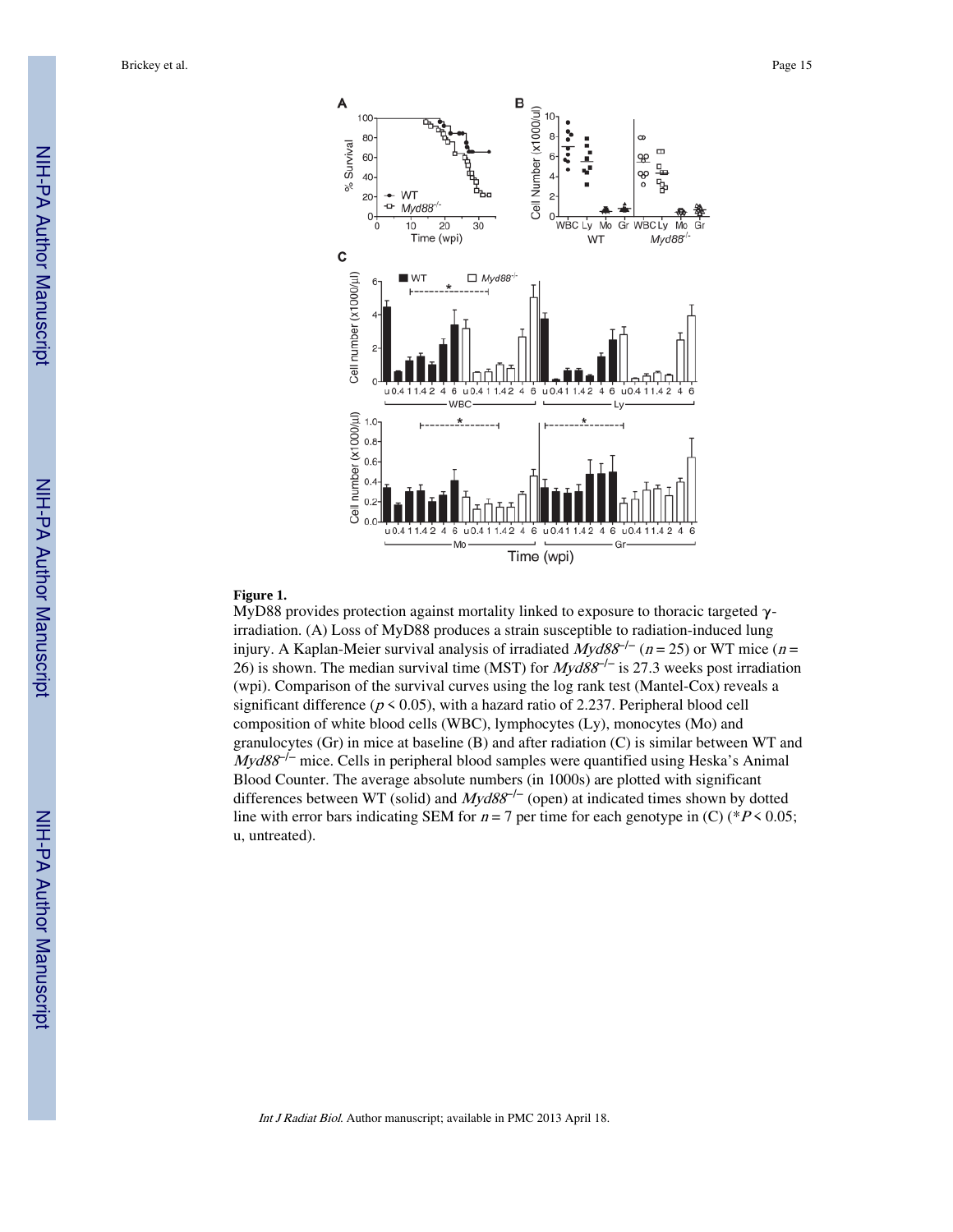**Figure 1.**

MyD88 provides protection against mortality linked to exposure to thoracic targeted γ-irradiation. (A) Loss of MyD88 produces a strain susceptible to radiation-induced lung injury. A Kaplan-Meier survival analysis of irradiated *Myd88*$^{-/-}$ ($n = 25$) or WT mice ($n = 26$) is shown. The median survival time (MST) for *Myd88*$^{-/-}$ is 27.3 weeks post irradiation (wpi). Comparison of the survival curves using the log rank test (Mantel-Cox) reveals a significant difference ($p < 0.05$), with a hazard ratio of 2.237. Peripheral blood cell composition of white blood cells (WBC), lymphocytes (Ly), monocytes (Mo) and granulocytes (Gr) in mice at baseline (B) and after radiation (C) is similar between WT and *Myd88*$^{-/-}$ mice. Cells in peripheral blood samples were quantified using Heska's Animal Blood Counter. The average absolute numbers (in 1000s) are plotted with significant differences between WT (solid) and *Myd88*$^{-/-}$ (open) at indicated times shown by dotted line with error bars indicating SEM for $n = 7$ per time for each genotype in (C) (\*$P < 0.05$; u, untreated).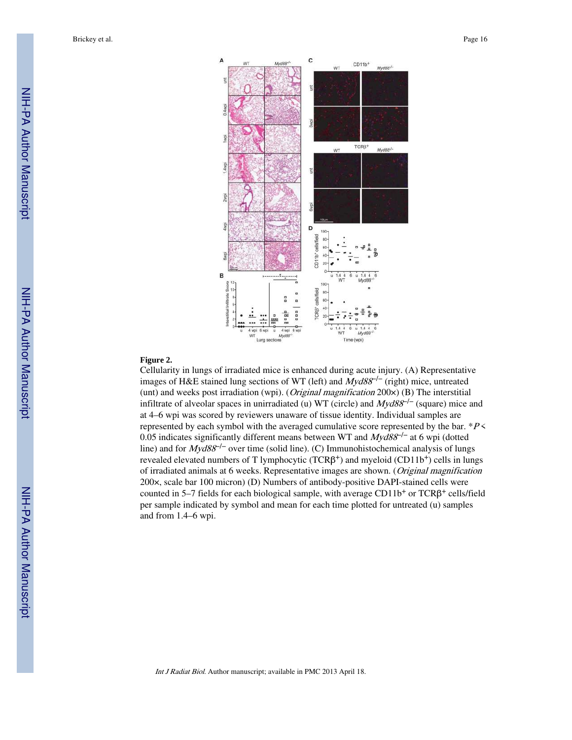**Figure 2.**

Cellularity in lungs of irradiated mice is enhanced during acute injury. (A) Representative images of H&E stained lung sections of WT (left) and *Myd88*$^{-/-}$ (right) mice, untreated (unt) and weeks post irradiation (wpi). (*Original magnification* 200×) (B) The interstitial infiltrate of alveolar spaces in unirradiated (u) WT (circle) and *Myd88*$^{-/-}$ (square) mice and at 4–6 wpi was scored by reviewers unaware of tissue identity. Individual samples are represented by each symbol with the averaged cumulative score represented by the bar. *$P <$ 0.05 indicates significantly different means between WT and *Myd88*$^{-/-}$ at 6 wpi (dotted line) and for *Myd88*$^{-/-}$ over time (solid line). (C) Immunohistochemical analysis of lungs revealed elevated numbers of T lymphocytic (TCRβ$^{+}$) and myeloid (CD11b$^{+}$) cells in lungs of irradiated animals at 6 weeks. Representative images are shown. (*Original magnification* 200×, scale bar 100 micron) (D) Numbers of antibody-positive DAPI-stained cells were counted in 5–7 fields for each biological sample, with average CD11b$^{+}$ or TCRβ$^{+}$ cells/field per sample indicated by symbol and mean for each time plotted for untreated (u) samples and from 1.4–6 wpi.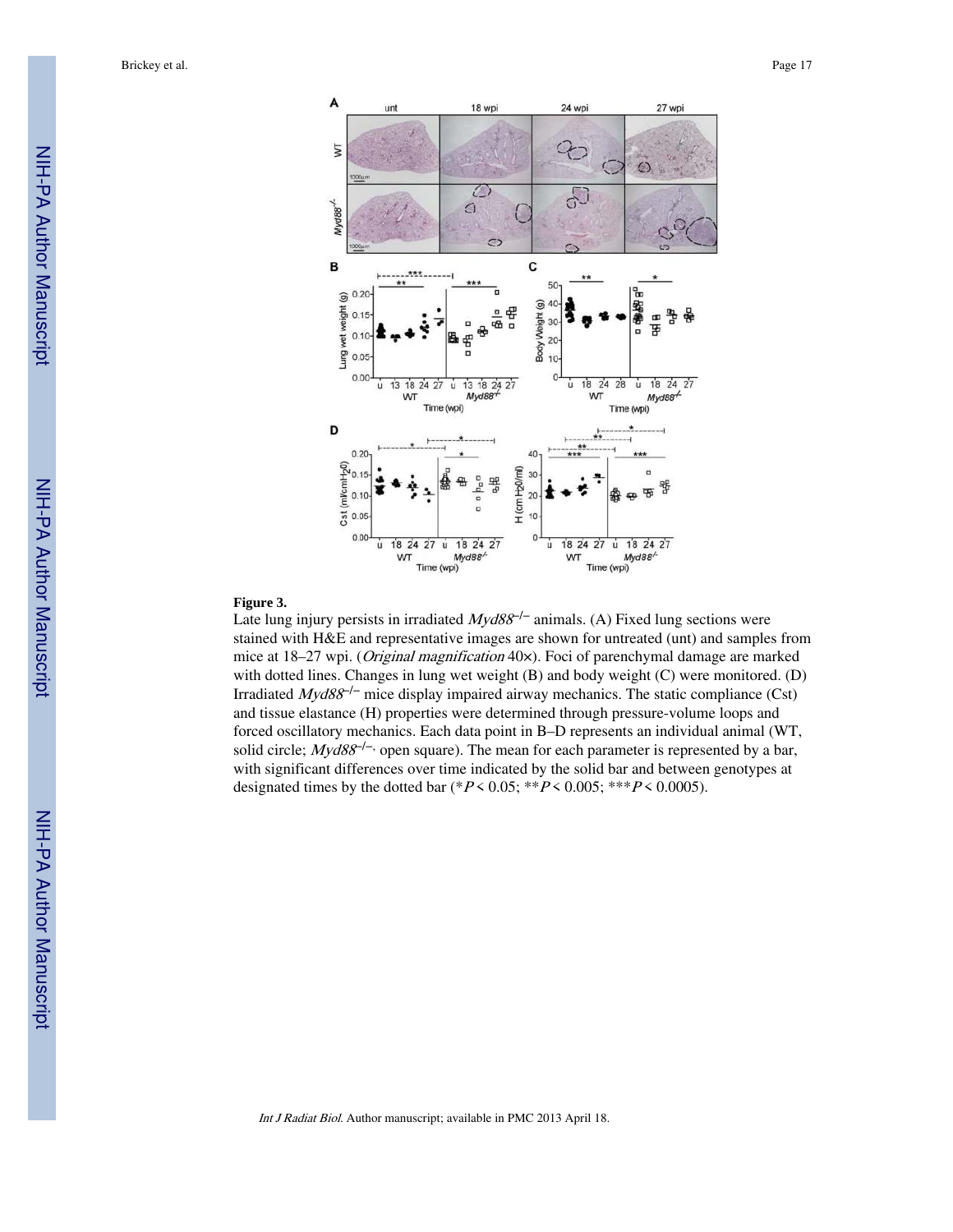**Figure 3.**

Late lung injury persists in irradiated *Myd88*$^{-/-}$ animals. (A) Fixed lung sections were stained with H&E and representative images are shown for untreated (unt) and samples from mice at 18–27 wpi. (*Original magnification* 40×). Foci of parenchymal damage are marked with dotted lines. Changes in lung wet weight (B) and body weight (C) were monitored. (D) Irradiated *Myd88*$^{-/-}$ mice display impaired airway mechanics. The static compliance (Cst) and tissue elastance (H) properties were determined through pressure-volume loops and forced oscillatory mechanics. Each data point in B–D represents an individual animal (WT, solid circle; *Myd88*$^{-/-}$, open square). The mean for each parameter is represented by a bar, with significant differences over time indicated by the solid bar and between genotypes at designated times by the dotted bar (\*$P < 0.05$; \*\*$P < 0.005$; \*\*\*$P < 0.0005$).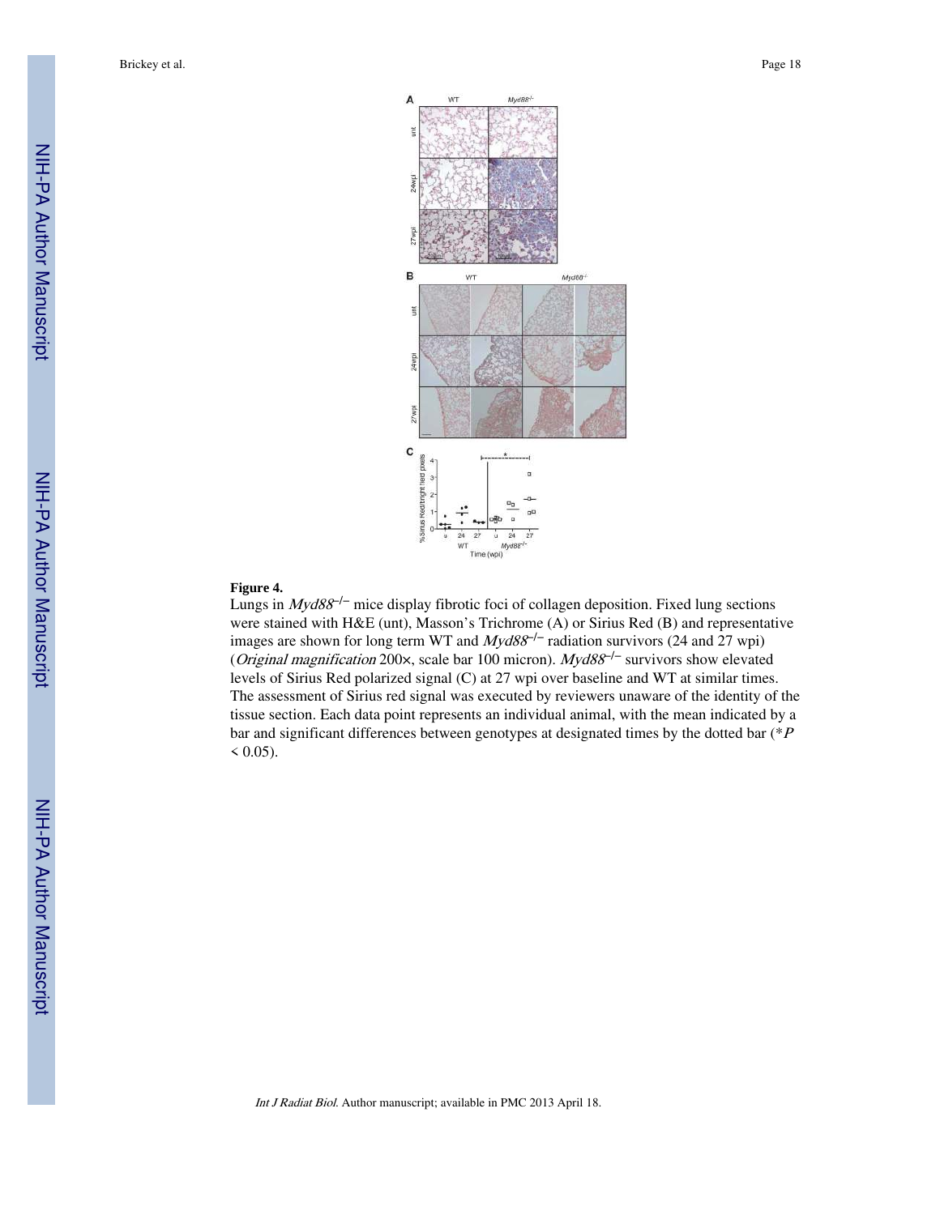**Figure 4.**

Lungs in *Myd88*$^{-/-}$ mice display fibrotic foci of collagen deposition. Fixed lung sections were stained with H&E (unt), Masson's Trichrome (A) or Sirius Red (B) and representative images are shown for long term WT and *Myd88*$^{-/-}$ radiation survivors (24 and 27 wpi) (*Original magnification* 200×, scale bar 100 micron). *Myd88*$^{-/-}$ survivors show elevated levels of Sirius Red polarized signal (C) at 27 wpi over baseline and WT at similar times. The assessment of Sirius red signal was executed by reviewers unaware of the identity of the tissue section. Each data point represents an individual animal, with the mean indicated by a bar and significant differences between genotypes at designated times by the dotted bar (*$P < 0.05$).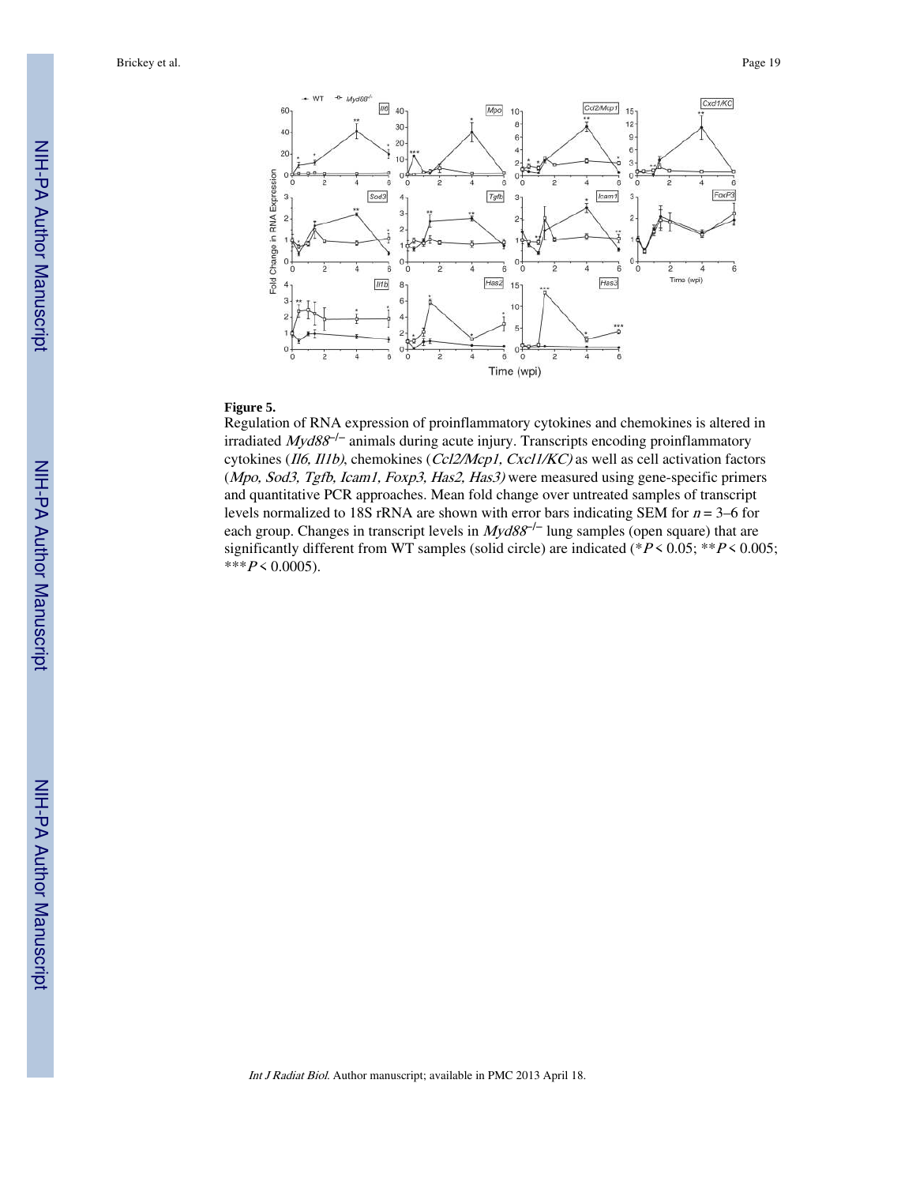**Figure 5.**

Regulation of RNA expression of proinflammatory cytokines and chemokines is altered in irradiated *Myd88*$^{-/-}$ animals during acute injury. Transcripts encoding proinflammatory cytokines (*Il6, Il1b*), chemokines (*Ccl2/Mcp1, Cxcl1/KC)* as well as cell activation factors (*Mpo, Sod3, Tgfb, Icam1, Foxp3, Has2, Has3)* were measured using gene-specific primers and quantitative PCR approaches. Mean fold change over untreated samples of transcript levels normalized to 18S rRNA are shown with error bars indicating SEM for $n = 3–6$ for each group. Changes in transcript levels in *Myd88*$^{-/-}$ lung samples (open square) that are significantly different from WT samples (solid circle) are indicated (\*$P < 0.05$; \*\*$P < 0.005$; \*\*\*$P < 0.0005$).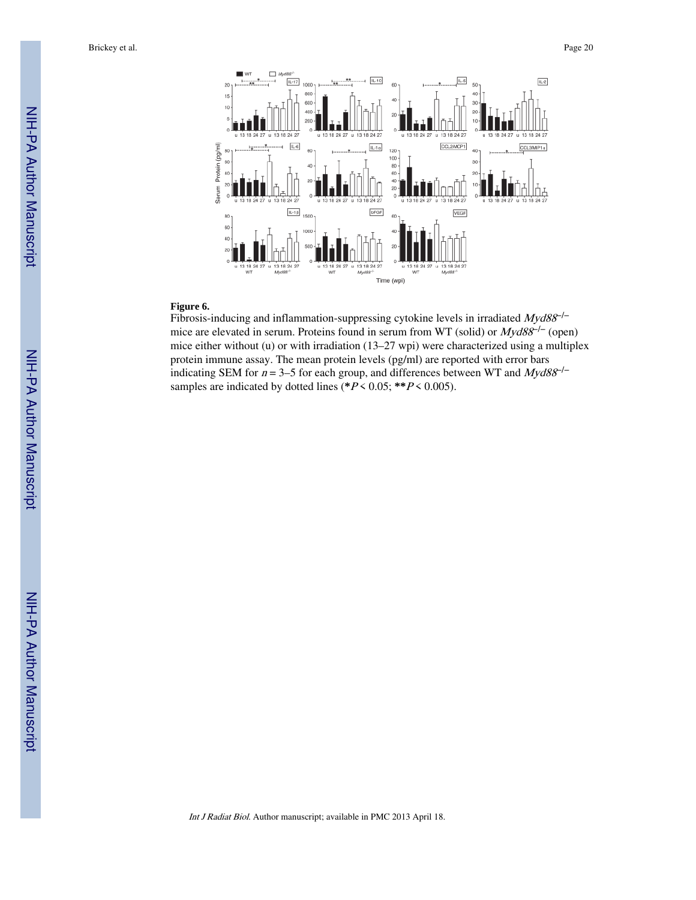WT Myd88$^{-/-}$

IL-17 IL-10 IL-5 IL-2

IL-6 IL-1α CCL2/MCP1 CCL3/MIP1a

IL-13 bFGF VEGF

Serum Protein (pg/ml)

u 13 18 24 27 u 13 18 24 27

WT Myd88$^{-/-}$

Time (wpi)

**Figure 6.**

Fibrosis-inducing and inflammation-suppressing cytokine levels in irradiated *Myd88*$^{-/-}$ mice are elevated in serum. Proteins found in serum from WT (solid) or *Myd88*$^{-/-}$ (open) mice either without (u) or with irradiation (13–27 wpi) were characterized using a multiplex protein immune assay. The mean protein levels (pg/ml) are reported with error bars indicating SEM for $n = 3$–5 for each group, and differences between WT and *Myd88*$^{-/-}$ samples are indicated by dotted lines (**\***$P < 0.05$; **\*\***$P < 0.005$).